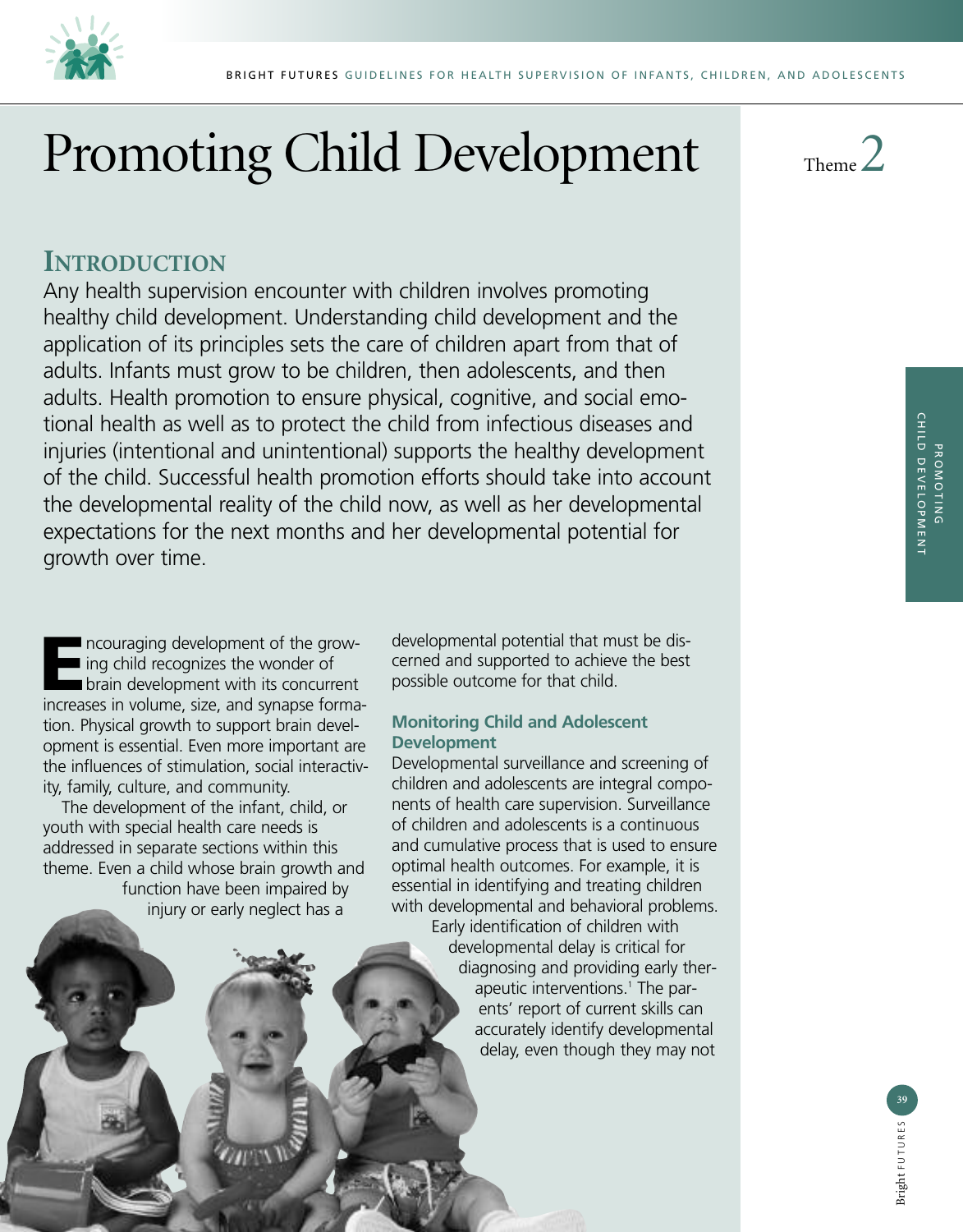# Promoting Child Development

Theme 2

## Introduction

Any health supervision encounter with children involves promoting healthy child development. Understanding child development and the application of its principles sets the care of children apart from that of adults. Infants must grow to be children, then adolescents, and then adults. Health promotion to ensure physical, cognitive, and social emotional health as well as to protect the child from infectious diseases and injuries (intentional and unintentional) supports the healthy development of the child. Successful health promotion efforts should take into account the developmental reality of the child now, as well as her developmental expectations for the next months and her developmental potential for growth over time.

Encouraging development of the growing child recognizes the wonder of brain development with its concurrent increases in volume, size, and synapse formation. Physical growth to support brain development is essential. Even more important are the influences of stimulation, social interactivity, family, culture, and community.

The development of the infant, child, or youth with special health care needs is addressed in separate sections within this theme. Even a child whose brain growth and function have been impaired by injury or early neglect has a developmental potential that must be discerned and supported to achieve the best possible outcome for that child.

### Monitoring Child and Adolescent Development

Developmental surveillance and screening of children and adolescents are integral components of health care supervision. Surveillance of children and adolescents is a continuous and cumulative process that is used to ensure optimal health outcomes. For example, it is essential in identifying and treating children with developmental and behavioral problems. Early identification of children with developmental delay is critical for diagnosing and providing early therapeutic interventions.[1] The parents' report of current skills can accurately identify developmental delay, even though they may not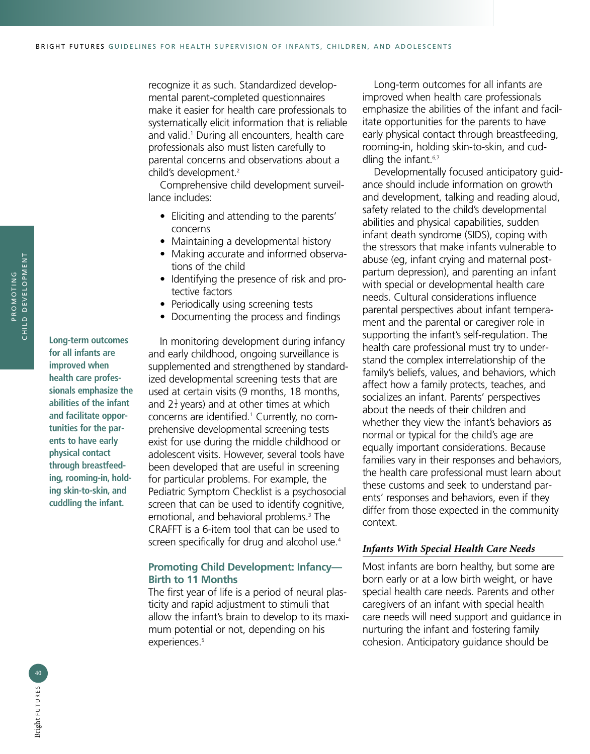recognize it as such. Standardized developmental parent-completed questionnaires make it easier for health care professionals to systematically elicit information that is reliable and valid.[1] During all encounters, health care professionals also must listen carefully to parental concerns and observations about a child's development.[2]

Comprehensive child development surveillance includes:

- Eliciting and attending to the parents' concerns
- Maintaining a developmental history
- Making accurate and informed observations of the child
- Identifying the presence of risk and protective factors
- Periodically using screening tests
- Documenting the process and findings

**Long-term outcomes for all infants are improved when health care professionals emphasize the abilities of the infant and facilitate opportunities for the parents to have early physical contact through breastfeeding, rooming-in, holding skin-to-skin, and cuddling the infant.**

In monitoring development during infancy and early childhood, ongoing surveillance is supplemented and strengthened by standardized developmental screening tests that are used at certain visits (9 months, 18 months, and 2½ years) and at other times at which concerns are identified.[1] Currently, no comprehensive developmental screening tests exist for use during the middle childhood or adolescent visits. However, several tools have been developed that are useful in screening for particular problems. For example, the Pediatric Symptom Checklist is a psychosocial screen that can be used to identify cognitive, emotional, and behavioral problems.[3] The CRAFFT is a 6-item tool that can be used to screen specifically for drug and alcohol use.[4]

## Promoting Child Development: Infancy—Birth to 11 Months

The first year of life is a period of neural plasticity and rapid adjustment to stimuli that allow the infant's brain to develop to its maximum potential or not, depending on his experiences.[5]

Long-term outcomes for all infants are improved when health care professionals emphasize the abilities of the infant and facilitate opportunities for the parents to have early physical contact through breastfeeding, rooming-in, holding skin-to-skin, and cuddling the infant.[6,7]

Developmentally focused anticipatory guidance should include information on growth and development, talking and reading aloud, safety related to the child's developmental abilities and physical capabilities, sudden infant death syndrome (SIDS), coping with the stressors that make infants vulnerable to abuse (eg, infant crying and maternal postpartum depression), and parenting an infant with special or developmental health care needs. Cultural considerations influence parental perspectives about infant temperament and the parental or caregiver role in supporting the infant's self-regulation. The health care professional must try to understand the complex interrelationship of the family's beliefs, values, and behaviors, which affect how a family protects, teaches, and socializes an infant. Parents' perspectives about the needs of their children and whether they view the infant's behaviors as normal or typical for the child's age are equally important considerations. Because families vary in their responses and behaviors, the health care professional must learn about these customs and seek to understand parents' responses and behaviors, even if they differ from those expected in the community context.

### *Infants With Special Health Care Needs*

Most infants are born healthy, but some are born early or at a low birth weight, or have special health care needs. Parents and other caregivers of an infant with special health care needs will need support and guidance in nurturing the infant and fostering family cohesion. Anticipatory guidance should be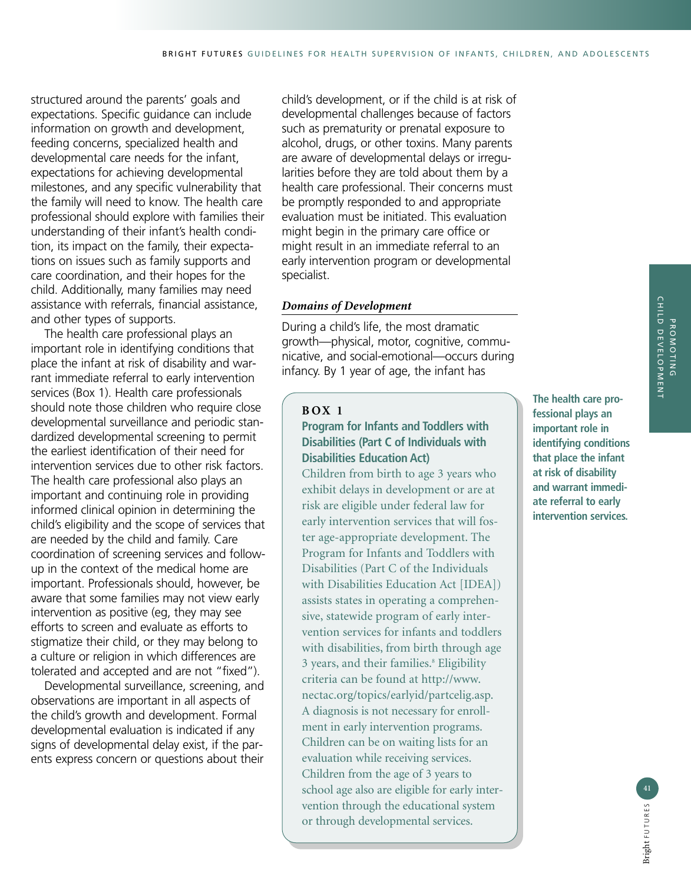structured around the parents' goals and expectations. Specific guidance can include information on growth and development, feeding concerns, specialized health and developmental care needs for the infant, expectations for achieving developmental milestones, and any specific vulnerability that the family will need to know. The health care professional should explore with families their understanding of their infant's health condition, its impact on the family, their expectations on issues such as family supports and care coordination, and their hopes for the child. Additionally, many families may need assistance with referrals, financial assistance, and other types of supports.

The health care professional plays an important role in identifying conditions that place the infant at risk of disability and warrant immediate referral to early intervention services (Box 1). Health care professionals should note those children who require close developmental surveillance and periodic standardized developmental screening to permit the earliest identification of their need for intervention services due to other risk factors. The health care professional also plays an important and continuing role in providing informed clinical opinion in determining the child's eligibility and the scope of services that are needed by the child and family. Care coordination of screening services and follow-up in the context of the medical home are important. Professionals should, however, be aware that some families may not view early intervention as positive (eg, they may see efforts to screen and evaluate as efforts to stigmatize their child, or they may belong to a culture or religion in which differences are tolerated and accepted and are not "fixed").

Developmental surveillance, screening, and observations are important in all aspects of the child's growth and development. Formal developmental evaluation is indicated if any signs of developmental delay exist, if the parents express concern or questions about their child's development, or if the child is at risk of developmental challenges because of factors such as prematurity or prenatal exposure to alcohol, drugs, or other toxins. Many parents are aware of developmental delays or irregularities before they are told about them by a health care professional. Their concerns must be promptly responded to and appropriate evaluation must be initiated. This evaluation might begin in the primary care office or might result in an immediate referral to an early intervention program or developmental specialist.

### *Domains of Development*

During a child's life, the most dramatic growth—physical, motor, cognitive, communicative, and social-emotional—occurs during infancy. By 1 year of age, the infant has

> **BOX 1**
>
> **Program for Infants and Toddlers with Disabilities (Part C of Individuals with Disabilities Education Act)**
>
> Children from birth to age 3 years who exhibit delays in development or are at risk are eligible under federal law for early intervention services that will foster age-appropriate development. The Program for Infants and Toddlers with Disabilities (Part C of the Individuals with Disabilities Education Act [IDEA]) assists states in operating a comprehensive, statewide program of early intervention services for infants and toddlers with disabilities, from birth through age 3 years, and their families.[8] Eligibility criteria can be found at http://www.nectac.org/topics/earlyid/partcelig.asp. A diagnosis is not necessary for enrollment in early intervention programs. Children can be on waiting lists for an evaluation while receiving services. Children from the age of 3 years to school age also are eligible for early intervention through the educational system or through developmental services.

**The health care professional plays an important role in identifying conditions that place the infant at risk of disability and warrant immediate referral to early intervention services.**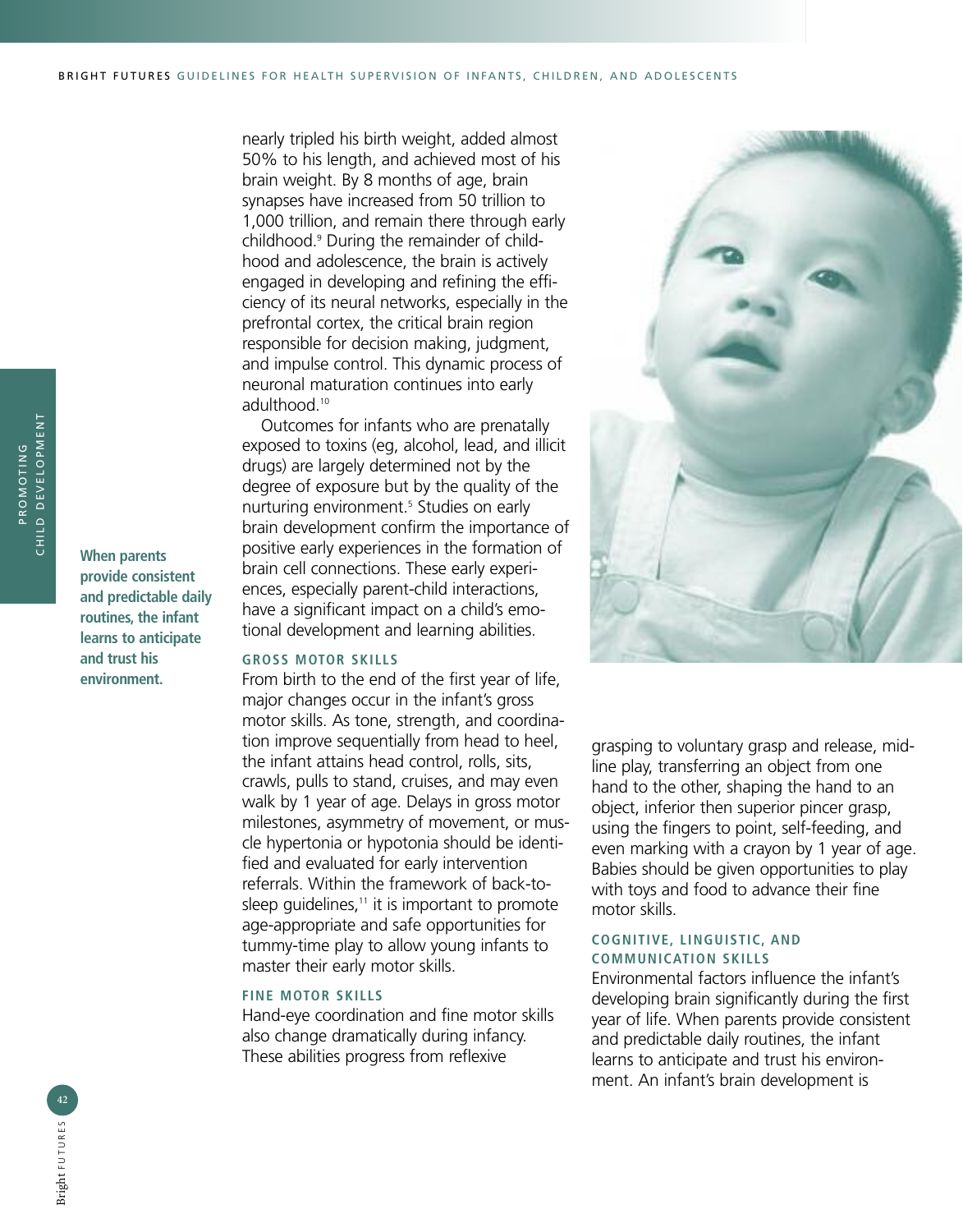nearly tripled his birth weight, added almost 50% to his length, and achieved most of his brain weight. By 8 months of age, brain synapses have increased from 50 trillion to 1,000 trillion, and remain there through early childhood.[9] During the remainder of childhood and adolescence, the brain is actively engaged in developing and refining the efficiency of its neural networks, especially in the prefrontal cortex, the critical brain region responsible for decision making, judgment, and impulse control. This dynamic process of neuronal maturation continues into early adulthood.[10]

Outcomes for infants who are prenatally exposed to toxins (eg, alcohol, lead, and illicit drugs) are largely determined not by the degree of exposure but by the quality of the nurturing environment.[5] Studies on early brain development confirm the importance of positive early experiences in the formation of brain cell connections. These early experiences, especially parent-child interactions, have a significant impact on a child's emotional development and learning abilities.

**When parents provide consistent and predictable daily routines, the infant learns to anticipate and trust his environment.**

#### GROSS MOTOR SKILLS

From birth to the end of the first year of life, major changes occur in the infant's gross motor skills. As tone, strength, and coordination improve sequentially from head to heel, the infant attains head control, rolls, sits, crawls, pulls to stand, cruises, and may even walk by 1 year of age. Delays in gross motor milestones, asymmetry of movement, or muscle hypertonia or hypotonia should be identified and evaluated for early intervention referrals. Within the framework of back-to-sleep guidelines,[11] it is important to promote age-appropriate and safe opportunities for tummy-time play to allow young infants to master their early motor skills.

#### FINE MOTOR SKILLS

Hand-eye coordination and fine motor skills also change dramatically during infancy. These abilities progress from reflexive grasping to voluntary grasp and release, midline play, transferring an object from one hand to the other, shaping the hand to an object, inferior then superior pincer grasp, using the fingers to point, self-feeding, and even marking with a crayon by 1 year of age. Babies should be given opportunities to play with toys and food to advance their fine motor skills.

#### COGNITIVE, LINGUISTIC, AND COMMUNICATION SKILLS

Environmental factors influence the infant's developing brain significantly during the first year of life. When parents provide consistent and predictable daily routines, the infant learns to anticipate and trust his environment. An infant's brain development is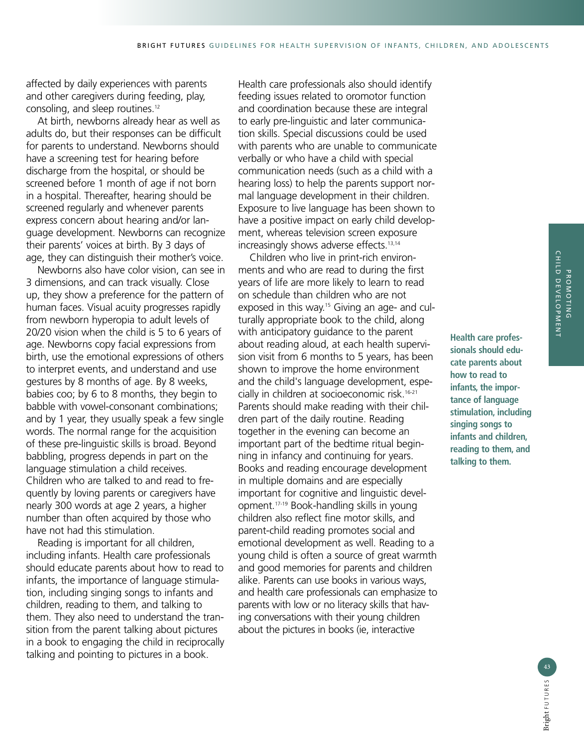affected by daily experiences with parents and other caregivers during feeding, play, consoling, and sleep routines.[12]

At birth, newborns already hear as well as adults do, but their responses can be difficult for parents to understand. Newborns should have a screening test for hearing before discharge from the hospital, or should be screened before 1 month of age if not born in a hospital. Thereafter, hearing should be screened regularly and whenever parents express concern about hearing and/or language development. Newborns can recognize their parents' voices at birth. By 3 days of age, they can distinguish their mother's voice.

Newborns also have color vision, can see in 3 dimensions, and can track visually. Close up, they show a preference for the pattern of human faces. Visual acuity progresses rapidly from newborn hyperopia to adult levels of 20/20 vision when the child is 5 to 6 years of age. Newborns copy facial expressions from birth, use the emotional expressions of others to interpret events, and understand and use gestures by 8 months of age. By 8 weeks, babies coo; by 6 to 8 months, they begin to babble with vowel-consonant combinations; and by 1 year, they usually speak a few single words. The normal range for the acquisition of these pre-linguistic skills is broad. Beyond babbling, progress depends in part on the language stimulation a child receives. Children who are talked to and read to frequently by loving parents or caregivers have nearly 300 words at age 2 years, a higher number than often acquired by those who have not had this stimulation.

Reading is important for all children, including infants. Health care professionals should educate parents about how to read to infants, the importance of language stimulation, including singing songs to infants and children, reading to them, and talking to them. They also need to understand the transition from the parent talking about pictures in a book to engaging the child in reciprocally talking and pointing to pictures in a book.

Health care professionals also should identify feeding issues related to oromotor function and coordination because these are integral to early pre-linguistic and later communication skills. Special discussions could be used with parents who are unable to communicate verbally or who have a child with special communication needs (such as a child with a hearing loss) to help the parents support normal language development in their children. Exposure to live language has been shown to have a positive impact on early child development, whereas television screen exposure increasingly shows adverse effects.[13,14]

Children who live in print-rich environments and who are read to during the first years of life are more likely to learn to read on schedule than children who are not exposed in this way.[15] Giving an age- and culturally appropriate book to the child, along with anticipatory guidance to the parent about reading aloud, at each health supervision visit from 6 months to 5 years, has been shown to improve the home environment and the child's language development, especially in children at socioeconomic risk.[16-21] Parents should make reading with their children part of the daily routine. Reading together in the evening can become an important part of the bedtime ritual beginning in infancy and continuing for years. Books and reading encourage development in multiple domains and are especially important for cognitive and linguistic development.[17-19] Book-handling skills in young children also reflect fine motor skills, and parent-child reading promotes social and emotional development as well. Reading to a young child is often a source of great warmth and good memories for parents and children alike. Parents can use books in various ways, and health care professionals can emphasize to parents with low or no literacy skills that having conversations with their young children about the pictures in books (ie, interactive

**Health care professionals should educate parents about how to read to infants, the importance of language stimulation, including singing songs to infants and children, reading to them, and talking to them.**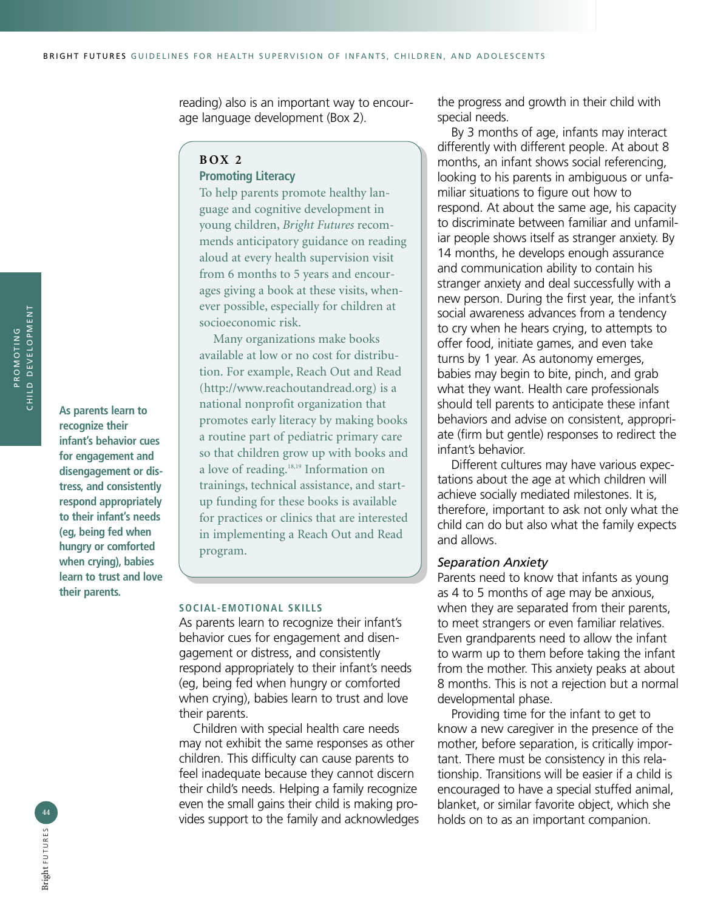reading) also is an important way to encourage language development (Box 2).

> **BOX 2**
>
> **Promoting Literacy**
>
> To help parents promote healthy language and cognitive development in young children, *Bright Futures* recommends anticipatory guidance on reading aloud at every health supervision visit from 6 months to 5 years and encourages giving a book at these visits, whenever possible, especially for children at socioeconomic risk.
>
> Many organizations make books available at low or no cost for distribution. For example, Reach Out and Read (http://www.reachoutandread.org) is a national nonprofit organization that promotes early literacy by making books a routine part of pediatric primary care so that children grow up with books and a love of reading.[18,19] Information on trainings, technical assistance, and startup funding for these books is available for practices or clinics that are interested in implementing a Reach Out and Read program.

### SOCIAL-EMOTIONAL SKILLS

As parents learn to recognize their infant's behavior cues for engagement and disengagement or distress, and consistently respond appropriately to their infant's needs (eg, being fed when hungry or comforted when crying), babies learn to trust and love their parents.

Children with special health care needs may not exhibit the same responses as other children. This difficulty can cause parents to feel inadequate because they cannot discern their child's needs. Helping a family recognize even the small gains their child is making provides support to the family and acknowledges the progress and growth in their child with special needs.

By 3 months of age, infants may interact differently with different people. At about 8 months, an infant shows social referencing, looking to his parents in ambiguous or unfamiliar situations to figure out how to respond. At about the same age, his capacity to discriminate between familiar and unfamiliar people shows itself as stranger anxiety. By 14 months, he develops enough assurance and communication ability to contain his stranger anxiety and deal successfully with a new person. During the first year, the infant's social awareness advances from a tendency to cry when he hears crying, to attempts to offer food, initiate games, and even take turns by 1 year. As autonomy emerges, babies may begin to bite, pinch, and grab what they want. Health care professionals should tell parents to anticipate these infant behaviors and advise on consistent, appropriate (firm but gentle) responses to redirect the infant's behavior.

Different cultures may have various expectations about the age at which children will achieve socially mediated milestones. It is, therefore, important to ask not only what the child can do but also what the family expects and allows.

#### *Separation Anxiety*

Parents need to know that infants as young as 4 to 5 months of age may be anxious, when they are separated from their parents, to meet strangers or even familiar relatives. Even grandparents need to allow the infant to warm up to them before taking the infant from the mother. This anxiety peaks at about 8 months. This is not a rejection but a normal developmental phase.

Providing time for the infant to get to know a new caregiver in the presence of the mother, before separation, is critically important. There must be consistency in this relationship. Transitions will be easier if a child is encouraged to have a special stuffed animal, blanket, or similar favorite object, which she holds on to as an important companion.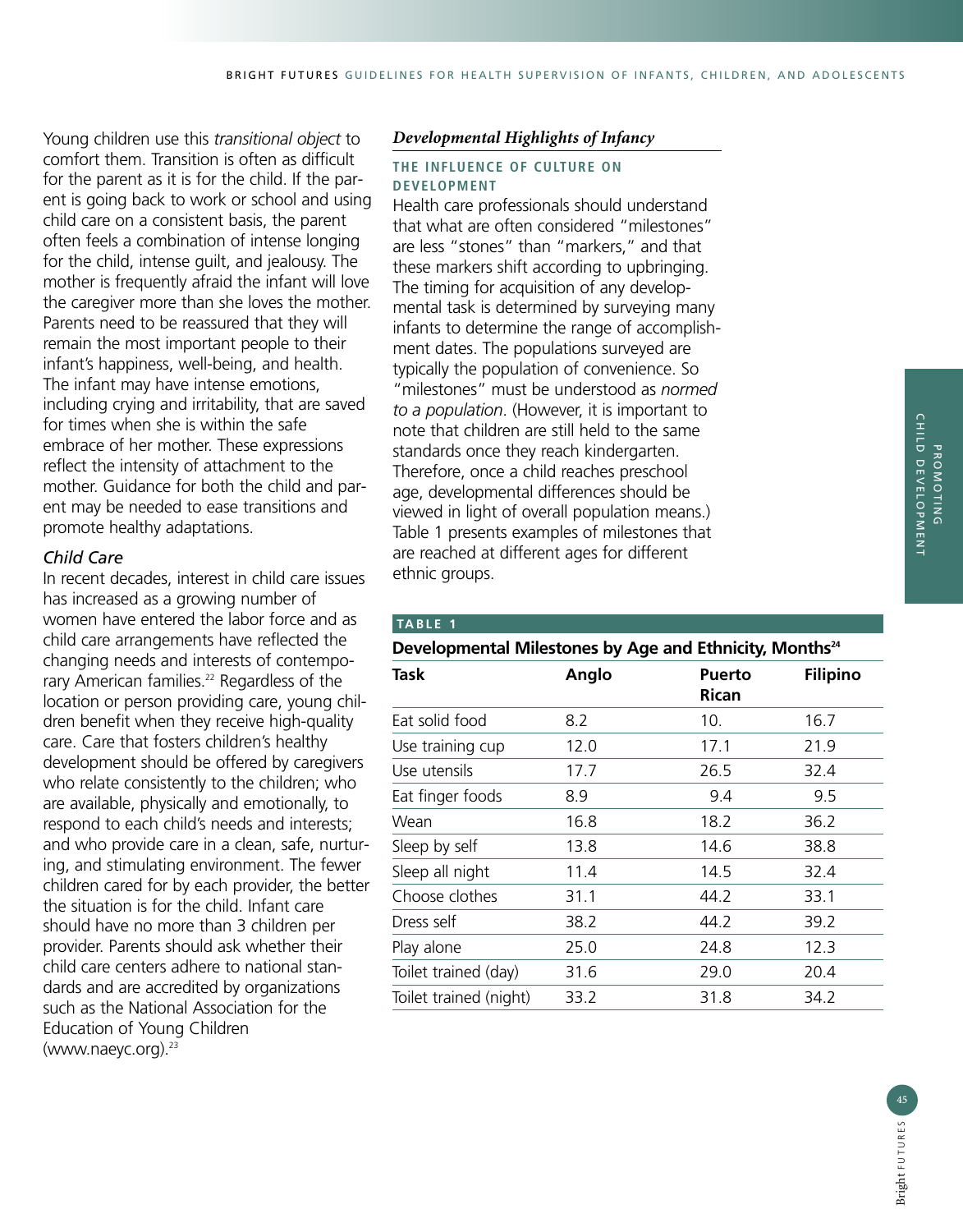Young children use this *transitional object* to comfort them. Transition is often as difficult for the parent as it is for the child. If the parent is going back to work or school and using child care on a consistent basis, the parent often feels a combination of intense longing for the child, intense guilt, and jealousy. The mother is frequently afraid the infant will love the caregiver more than she loves the mother. Parents need to be reassured that they will remain the most important people to their infant's happiness, well-being, and health. The infant may have intense emotions, including crying and irritability, that are saved for times when she is within the safe embrace of her mother. These expressions reflect the intensity of attachment to the mother. Guidance for both the child and parent may be needed to ease transitions and promote healthy adaptations.

### *Child Care*

In recent decades, interest in child care issues has increased as a growing number of women have entered the labor force and as child care arrangements have reflected the changing needs and interests of contemporary American families.[22] Regardless of the location or person providing care, young children benefit when they receive high-quality care. Care that fosters children's healthy development should be offered by caregivers who relate consistently to the children; who are available, physically and emotionally, to respond to each child's needs and interests; and who provide care in a clean, safe, nurturing, and stimulating environment. The fewer children cared for by each provider, the better the situation is for the child. Infant care should have no more than 3 children per provider. Parents should ask whether their child care centers adhere to national standards and are accredited by organizations such as the National Association for the Education of Young Children (www.naeyc.org).[23]

## *Developmental Highlights of Infancy*

### THE INFLUENCE OF CULTURE ON DEVELOPMENT

Health care professionals should understand that what are often considered "milestones" are less "stones" than "markers," and that these markers shift according to upbringing. The timing for acquisition of any developmental task is determined by surveying many infants to determine the range of accomplishment dates. The populations surveyed are typically the population of convenience. So "milestones" must be understood as *normed to a population*. (However, it is important to note that children are still held to the same standards once they reach kindergarten. Therefore, once a child reaches preschool age, developmental differences should be viewed in light of overall population means.) Table 1 presents examples of milestones that are reached at different ages for different ethnic groups.

**TABLE 1**

**Developmental Milestones by Age and Ethnicity, Months[24]**

| Task | Anglo | Puerto Rican | Filipino |
|---|---|---|---|
| Eat solid food | 8.2 | 10. | 16.7 |
| Use training cup | 12.0 | 17.1 | 21.9 |
| Use utensils | 17.7 | 26.5 | 32.4 |
| Eat finger foods | 8.9 | 9.4 | 9.5 |
| Wean | 16.8 | 18.2 | 36.2 |
| Sleep by self | 13.8 | 14.6 | 38.8 |
| Sleep all night | 11.4 | 14.5 | 32.4 |
| Choose clothes | 31.1 | 44.2 | 33.1 |
| Dress self | 38.2 | 44.2 | 39.2 |
| Play alone | 25.0 | 24.8 | 12.3 |
| Toilet trained (day) | 31.6 | 29.0 | 20.4 |
| Toilet trained (night) | 33.2 | 31.8 | 34.2 |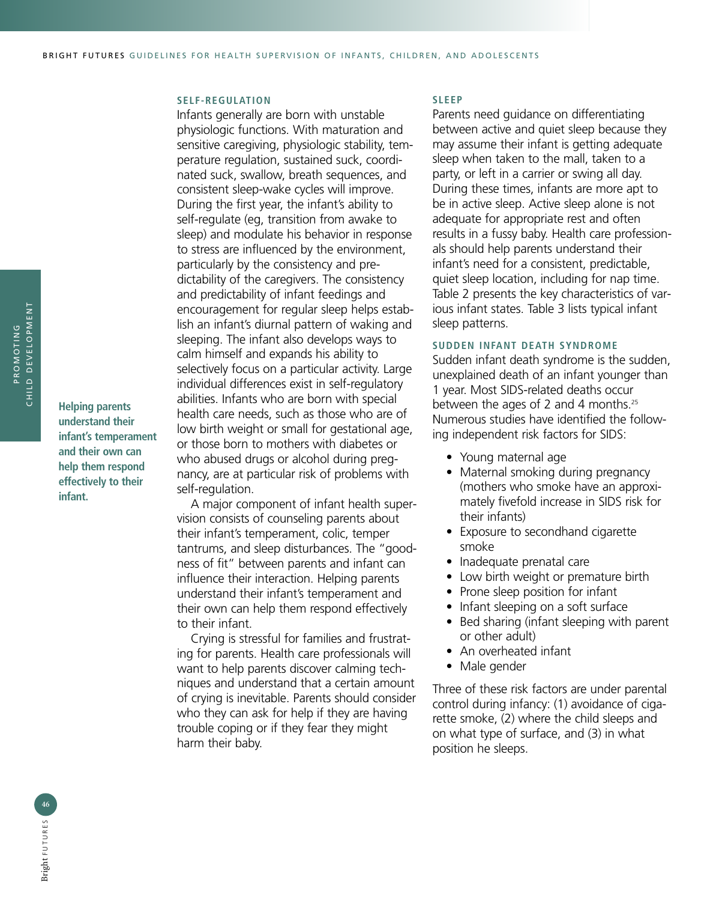### SELF-REGULATION

Infants generally are born with unstable physiologic functions. With maturation and sensitive caregiving, physiologic stability, temperature regulation, sustained suck, coordinated suck, swallow, breath sequences, and consistent sleep-wake cycles will improve. During the first year, the infant's ability to self-regulate (eg, transition from awake to sleep) and modulate his behavior in response to stress are influenced by the environment, particularly by the consistency and predictability of the caregivers. The consistency and predictability of infant feedings and encouragement for regular sleep helps establish an infant's diurnal pattern of waking and sleeping. The infant also develops ways to calm himself and expands his ability to selectively focus on a particular activity. Large individual differences exist in self-regulatory abilities. Infants who are born with special health care needs, such as those who are of low birth weight or small for gestational age, or those born to mothers with diabetes or who abused drugs or alcohol during pregnancy, are at particular risk of problems with self-regulation.

A major component of infant health supervision consists of counseling parents about their infant's temperament, colic, temper tantrums, and sleep disturbances. The "goodness of fit" between parents and infant can influence their interaction. Helping parents understand their infant's temperament and their own can help them respond effectively to their infant.

**Helping parents understand their infant's temperament and their own can help them respond effectively to their infant.**

Crying is stressful for families and frustrating for parents. Health care professionals will want to help parents discover calming techniques and understand that a certain amount of crying is inevitable. Parents should consider who they can ask for help if they are having trouble coping or if they fear they might harm their baby.

### SLEEP

Parents need guidance on differentiating between active and quiet sleep because they may assume their infant is getting adequate sleep when taken to the mall, taken to a party, or left in a carrier or swing all day. During these times, infants are more apt to be in active sleep. Active sleep alone is not adequate for appropriate rest and often results in a fussy baby. Health care professionals should help parents understand their infant's need for a consistent, predictable, quiet sleep location, including for nap time. Table 2 presents the key characteristics of various infant states. Table 3 lists typical infant sleep patterns.

### SUDDEN INFANT DEATH SYNDROME

Sudden infant death syndrome is the sudden, unexplained death of an infant younger than 1 year. Most SIDS-related deaths occur between the ages of 2 and 4 months.[25] Numerous studies have identified the following independent risk factors for SIDS:

- Young maternal age
- Maternal smoking during pregnancy (mothers who smoke have an approximately fivefold increase in SIDS risk for their infants)
- Exposure to secondhand cigarette smoke
- Inadequate prenatal care
- Low birth weight or premature birth
- Prone sleep position for infant
- Infant sleeping on a soft surface
- Bed sharing (infant sleeping with parent or other adult)
- An overheated infant
- Male gender

Three of these risk factors are under parental control during infancy: (1) avoidance of cigarette smoke, (2) where the child sleeps and on what type of surface, and (3) in what position he sleeps.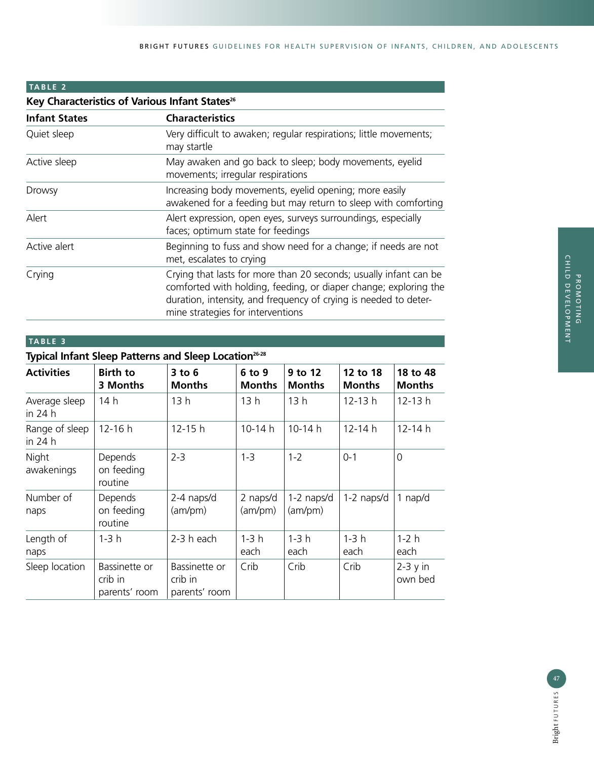**TABLE 2**

**Key Characteristics of Various Infant States[26]**

| Infant States | Characteristics |
|---|---|
| Quiet sleep | Very difficult to awaken; regular respirations; little movements; may startle |
| Active sleep | May awaken and go back to sleep; body movements, eyelid movements; irregular respirations |
| Drowsy | Increasing body movements, eyelid opening; more easily awakened for a feeding but may return to sleep with comforting |
| Alert | Alert expression, open eyes, surveys surroundings, especially faces; optimum state for feedings |
| Active alert | Beginning to fuss and show need for a change; if needs are not met, escalates to crying |
| Crying | Crying that lasts for more than 20 seconds; usually infant can be comforted with holding, feeding, or diaper change; exploring the duration, intensity, and frequency of crying is needed to determine strategies for interventions |

**TABLE 3**

**Typical Infant Sleep Patterns and Sleep Location[26-28]**

| Activities | Birth to 3 Months | 3 to 6 Months | 6 to 9 Months | 9 to 12 Months | 12 to 18 Months | 18 to 48 Months |
|---|---|---|---|---|---|---|
| Average sleep in 24 h | 14 h | 13 h | 13 h | 13 h | 12-13 h | 12-13 h |
| Range of sleep in 24 h | 12-16 h | 12-15 h | 10-14 h | 10-14 h | 12-14 h | 12-14 h |
| Night awakenings | Depends on feeding routine | 2-3 | 1-3 | 1-2 | 0-1 | 0 |
| Number of naps | Depends on feeding routine | 2-4 naps/d (am/pm) | 2 naps/d (am/pm) | 1-2 naps/d (am/pm) | 1-2 naps/d | 1 nap/d |
| Length of naps | 1-3 h | 2-3 h each | 1-3 h each | 1-3 h each | 1-3 h each | 1-2 h each |
| Sleep location | Bassinette or crib in parents' room | Bassinette or crib in parents' room | Crib | Crib | Crib | 2-3 y in own bed |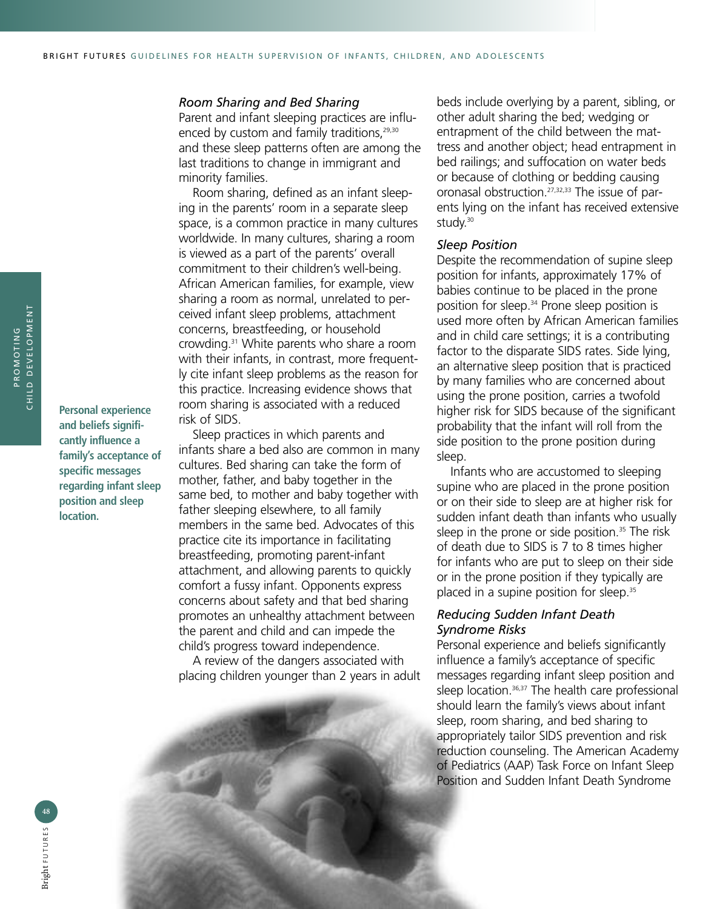### *Room Sharing and Bed Sharing*

Parent and infant sleeping practices are influenced by custom and family traditions,[29,30] and these sleep patterns often are among the last traditions to change in immigrant and minority families.

Room sharing, defined as an infant sleeping in the parents' room in a separate sleep space, is a common practice in many cultures worldwide. In many cultures, sharing a room is viewed as a part of the parents' overall commitment to their children's well-being. African American families, for example, view sharing a room as normal, unrelated to perceived infant sleep problems, attachment concerns, breastfeeding, or household crowding.[31] White parents who share a room with their infants, in contrast, more frequently cite infant sleep problems as the reason for this practice. Increasing evidence shows that room sharing is associated with a reduced risk of SIDS.

**Personal experience and beliefs significantly influence a family's acceptance of specific messages regarding infant sleep position and sleep location.**

Sleep practices in which parents and infants share a bed also are common in many cultures. Bed sharing can take the form of mother, father, and baby together in the same bed, to mother and baby together with father sleeping elsewhere, to all family members in the same bed. Advocates of this practice cite its importance in facilitating breastfeeding, promoting parent-infant attachment, and allowing parents to quickly comfort a fussy infant. Opponents express concerns about safety and that bed sharing promotes an unhealthy attachment between the parent and child and can impede the child's progress toward independence.

A review of the dangers associated with placing children younger than 2 years in adult beds include overlying by a parent, sibling, or other adult sharing the bed; wedging or entrapment of the child between the mattress and another object; head entrapment in bed railings; and suffocation on water beds or because of clothing or bedding causing oronasal obstruction.[27,32,33] The issue of parents lying on the infant has received extensive study.[30]

### *Sleep Position*

Despite the recommendation of supine sleep position for infants, approximately 17% of babies continue to be placed in the prone position for sleep.[34] Prone sleep position is used more often by African American families and in child care settings; it is a contributing factor to the disparate SIDS rates. Side lying, an alternative sleep position that is practiced by many families who are concerned about using the prone position, carries a twofold higher risk for SIDS because of the significant probability that the infant will roll from the side position to the prone position during sleep.

Infants who are accustomed to sleeping supine who are placed in the prone position or on their side to sleep are at higher risk for sudden infant death than infants who usually sleep in the prone or side position.[35] The risk of death due to SIDS is 7 to 8 times higher for infants who are put to sleep on their side or in the prone position if they typically are placed in a supine position for sleep.[35]

### *Reducing Sudden Infant Death Syndrome Risks*

Personal experience and beliefs significantly influence a family's acceptance of specific messages regarding infant sleep position and sleep location.[36,37] The health care professional should learn the family's views about infant sleep, room sharing, and bed sharing to appropriately tailor SIDS prevention and risk reduction counseling. The American Academy of Pediatrics (AAP) Task Force on Infant Sleep Position and Sudden Infant Death Syndrome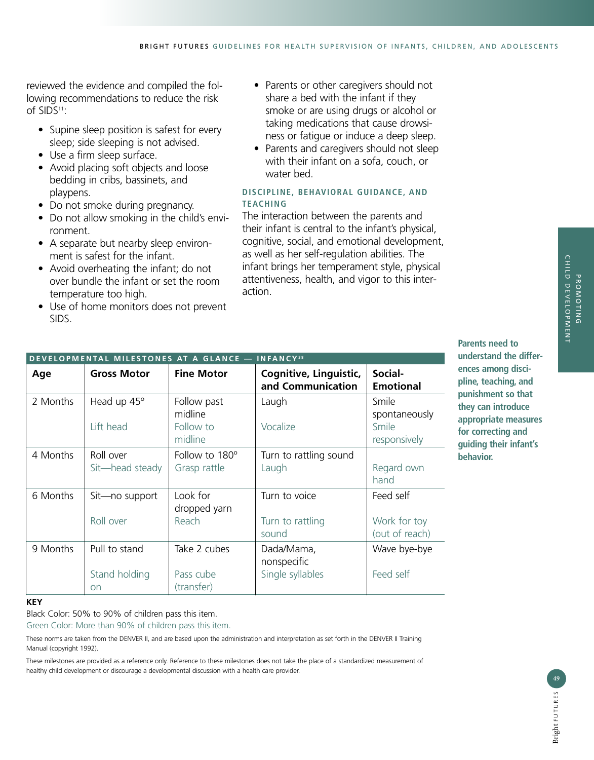reviewed the evidence and compiled the following recommendations to reduce the risk of SIDS[11]:

- Supine sleep position is safest for every sleep; side sleeping is not advised.
- Use a firm sleep surface.
- Avoid placing soft objects and loose bedding in cribs, bassinets, and playpens.
- Do not smoke during pregnancy.
- Do not allow smoking in the child's environment.
- A separate but nearby sleep environment is safest for the infant.
- Avoid overheating the infant; do not over bundle the infant or set the room temperature too high.
- Use of home monitors does not prevent SIDS.
- Parents or other caregivers should not share a bed with the infant if they smoke or are using drugs or alcohol or taking medications that cause drowsiness or fatigue or induce a deep sleep.
- Parents and caregivers should not sleep with their infant on a sofa, couch, or water bed.

#### DISCIPLINE, BEHAVIORAL GUIDANCE, AND TEACHING

The interaction between the parents and their infant is central to the infant's physical, cognitive, social, and emotional development, as well as her self-regulation abilities. The infant brings her temperament style, physical attentiveness, health, and vigor to this interaction.

**Parents need to understand the differences among discipline, teaching, and punishment so that they can introduce appropriate measures for correcting and guiding their infant's behavior.**

**DEVELOPMENTAL MILESTONES AT A GLANCE — INFANCY[38]**

| Age | Gross Motor | Fine Motor | Cognitive, Linguistic, and Communication | Social-Emotional |
|---|---|---|---|---|
| 2 Months | Head up 45°<br>Lift head | Follow past midline<br>Follow to midline | Laugh<br>Vocalize | Smile spontaneously<br>Smile responsively |
| 4 Months | Roll over<br>Sit—head steady | Follow to 180°<br>Grasp rattle | Turn to rattling sound<br>Laugh | Regard own hand |
| 6 Months | Sit—no support<br>Roll over | Look for dropped yarn<br>Reach | Turn to voice<br>Turn to rattling sound | Feed self<br>Work for toy (out of reach) |
| 9 Months | Pull to stand<br>Stand holding on | Take 2 cubes<br>Pass cube (transfer) | Dada/Mama, nonspecific<br>Single syllables | Wave bye-bye<br>Feed self |

**KEY**

Black Color: 50% to 90% of children pass this item.

Green Color: More than 90% of children pass this item.

These norms are taken from the DENVER II, and are based upon the administration and interpretation as set forth in the DENVER II Training Manual (copyright 1992).

These milestones are provided as a reference only. Reference to these milestones does not take the place of a standardized measurement of healthy child development or discourage a developmental discussion with a health care provider.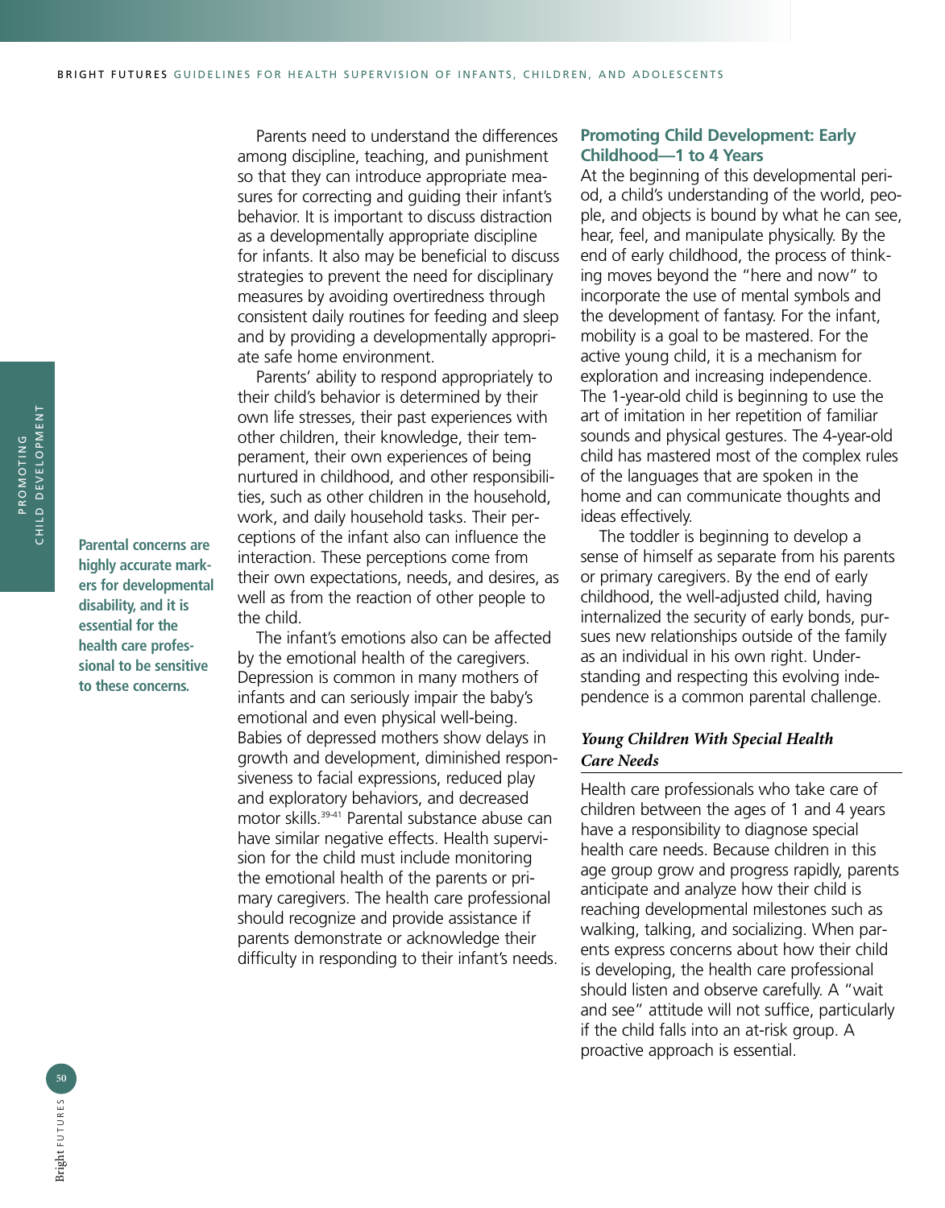Parents need to understand the differences among discipline, teaching, and punishment so that they can introduce appropriate measures for correcting and guiding their infant's behavior. It is important to discuss distraction as a developmentally appropriate discipline for infants. It also may be beneficial to discuss strategies to prevent the need for disciplinary measures by avoiding overtiredness through consistent daily routines for feeding and sleep and by providing a developmentally appropriate safe home environment.

Parents' ability to respond appropriately to their child's behavior is determined by their own life stresses, their past experiences with other children, their knowledge, their temperament, their own experiences of being nurtured in childhood, and other responsibilities, such as other children in the household, work, and daily household tasks. Their perceptions of the infant also can influence the interaction. These perceptions come from their own expectations, needs, and desires, as well as from the reaction of other people to the child.

**Parental concerns are highly accurate markers for developmental disability, and it is essential for the health care professional to be sensitive to these concerns.**

The infant's emotions also can be affected by the emotional health of the caregivers. Depression is common in many mothers of infants and can seriously impair the baby's emotional and even physical well-being. Babies of depressed mothers show delays in growth and development, diminished responsiveness to facial expressions, reduced play and exploratory behaviors, and decreased motor skills.[39-41] Parental substance abuse can have similar negative effects. Health supervision for the child must include monitoring the emotional health of the parents or primary caregivers. The health care professional should recognize and provide assistance if parents demonstrate or acknowledge their difficulty in responding to their infant's needs.

## Promoting Child Development: Early Childhood—1 to 4 Years

At the beginning of this developmental period, a child's understanding of the world, people, and objects is bound by what he can see, hear, feel, and manipulate physically. By the end of early childhood, the process of thinking moves beyond the "here and now" to incorporate the use of mental symbols and the development of fantasy. For the infant, mobility is a goal to be mastered. For the active young child, it is a mechanism for exploration and increasing independence. The 1-year-old child is beginning to use the art of imitation in her repetition of familiar sounds and physical gestures. The 4-year-old child has mastered most of the complex rules of the languages that are spoken in the home and can communicate thoughts and ideas effectively.

The toddler is beginning to develop a sense of himself as separate from his parents or primary caregivers. By the end of early childhood, the well-adjusted child, having internalized the security of early bonds, pursues new relationships outside of the family as an individual in his own right. Understanding and respecting this evolving independence is a common parental challenge.

### *Young Children With Special Health Care Needs*

Health care professionals who take care of children between the ages of 1 and 4 years have a responsibility to diagnose special health care needs. Because children in this age group grow and progress rapidly, parents anticipate and analyze how their child is reaching developmental milestones such as walking, talking, and socializing. When parents express concerns about how their child is developing, the health care professional should listen and observe carefully. A "wait and see" attitude will not suffice, particularly if the child falls into an at-risk group. A proactive approach is essential.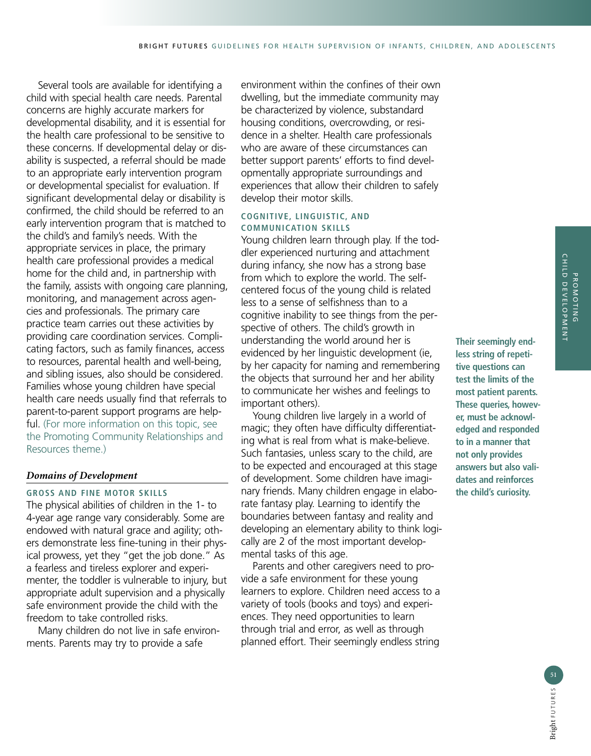Several tools are available for identifying a child with special health care needs. Parental concerns are highly accurate markers for developmental disability, and it is essential for the health care professional to be sensitive to these concerns. If developmental delay or disability is suspected, a referral should be made to an appropriate early intervention program or developmental specialist for evaluation. If significant developmental delay or disability is confirmed, the child should be referred to an early intervention program that is matched to the child's and family's needs. With the appropriate services in place, the primary health care professional provides a medical home for the child and, in partnership with the family, assists with ongoing care planning, monitoring, and management across agencies and professionals. The primary care practice team carries out these activities by providing care coordination services. Complicating factors, such as family finances, access to resources, parental health and well-being, and sibling issues, also should be considered. Families whose young children have special health care needs usually find that referrals to parent-to-parent support programs are helpful. (For more information on this topic, see the Promoting Community Relationships and Resources theme.)

## *Domains of Development*

### GROSS AND FINE MOTOR SKILLS

The physical abilities of children in the 1- to 4-year age range vary considerably. Some are endowed with natural grace and agility; others demonstrate less fine-tuning in their physical prowess, yet they "get the job done." As a fearless and tireless explorer and experimenter, the toddler is vulnerable to injury, but appropriate adult supervision and a physically safe environment provide the child with the freedom to take controlled risks.

Many children do not live in safe environments. Parents may try to provide a safe environment within the confines of their own dwelling, but the immediate community may be characterized by violence, substandard housing conditions, overcrowding, or residence in a shelter. Health care professionals who are aware of these circumstances can better support parents' efforts to find developmentally appropriate surroundings and experiences that allow their children to safely develop their motor skills.

### COGNITIVE, LINGUISTIC, AND COMMUNICATION SKILLS

Young children learn through play. If the toddler experienced nurturing and attachment during infancy, she now has a strong base from which to explore the world. The self-centered focus of the young child is related less to a sense of selfishness than to a cognitive inability to see things from the perspective of others. The child's growth in understanding the world around her is evidenced by her linguistic development (ie, by her capacity for naming and remembering the objects that surround her and her ability to communicate her wishes and feelings to important others).

Young children live largely in a world of magic; they often have difficulty differentiating what is real from what is make-believe. Such fantasies, unless scary to the child, are to be expected and encouraged at this stage of development. Some children have imaginary friends. Many children engage in elaborate fantasy play. Learning to identify the boundaries between fantasy and reality and developing an elementary ability to think logically are 2 of the most important developmental tasks of this age.

Parents and other caregivers need to provide a safe environment for these young learners to explore. Children need access to a variety of tools (books and toys) and experiences. They need opportunities to learn through trial and error, as well as through planned effort. Their seemingly endless string

**Their seemingly endless string of repetitive questions can test the limits of the most patient parents. These queries, however, must be acknowledged and responded to in a manner that not only provides answers but also validates and reinforces the child's curiosity.**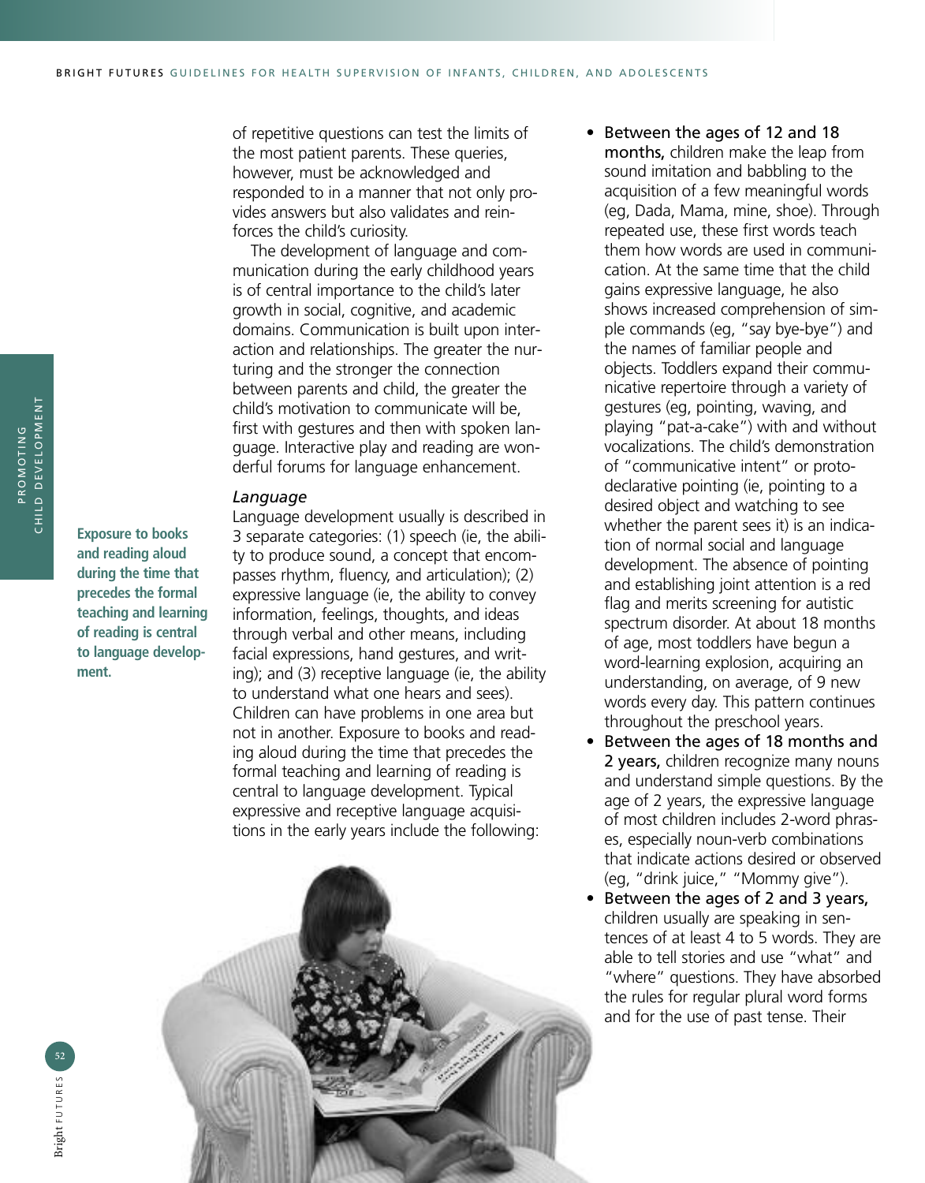of repetitive questions can test the limits of the most patient parents. These queries, however, must be acknowledged and responded to in a manner that not only provides answers but also validates and reinforces the child's curiosity.

The development of language and communication during the early childhood years is of central importance to the child's later growth in social, cognitive, and academic domains. Communication is built upon interaction and relationships. The greater the nurturing and the stronger the connection between parents and child, the greater the child's motivation to communicate will be, first with gestures and then with spoken language. Interactive play and reading are wonderful forums for language enhancement.

**Exposure to books and reading aloud during the time that precedes the formal teaching and learning of reading is central to language development.**

### *Language*

Language development usually is described in 3 separate categories: (1) speech (ie, the ability to produce sound, a concept that encompasses rhythm, fluency, and articulation); (2) expressive language (ie, the ability to convey information, feelings, thoughts, and ideas through verbal and other means, including facial expressions, hand gestures, and writing); and (3) receptive language (ie, the ability to understand what one hears and sees). Children can have problems in one area but not in another. Exposure to books and reading aloud during the time that precedes the formal teaching and learning of reading is central to language development. Typical expressive and receptive language acquisitions in the early years include the following:

- **Between the ages of 12 and 18 months,** children make the leap from sound imitation and babbling to the acquisition of a few meaningful words (eg, Dada, Mama, mine, shoe). Through repeated use, these first words teach them how words are used in communication. At the same time that the child gains expressive language, he also shows increased comprehension of simple commands (eg, "say bye-bye") and the names of familiar people and objects. Toddlers expand their communicative repertoire through a variety of gestures (eg, pointing, waving, and playing "pat-a-cake") with and without vocalizations. The child's demonstration of "communicative intent" or protodeclarative pointing (ie, pointing to a desired object and watching to see whether the parent sees it) is an indication of normal social and language development. The absence of pointing and establishing joint attention is a red flag and merits screening for autistic spectrum disorder. At about 18 months of age, most toddlers have begun a word-learning explosion, acquiring an understanding, on average, of 9 new words every day. This pattern continues throughout the preschool years.
- **Between the ages of 18 months and 2 years,** children recognize many nouns and understand simple questions. By the age of 2 years, the expressive language of most children includes 2-word phrases, especially noun-verb combinations that indicate actions desired or observed (eg, "drink juice," "Mommy give").
- **Between the ages of 2 and 3 years,** children usually are speaking in sentences of at least 4 to 5 words. They are able to tell stories and use "what" and "where" questions. They have absorbed the rules for regular plural word forms and for the use of past tense. Their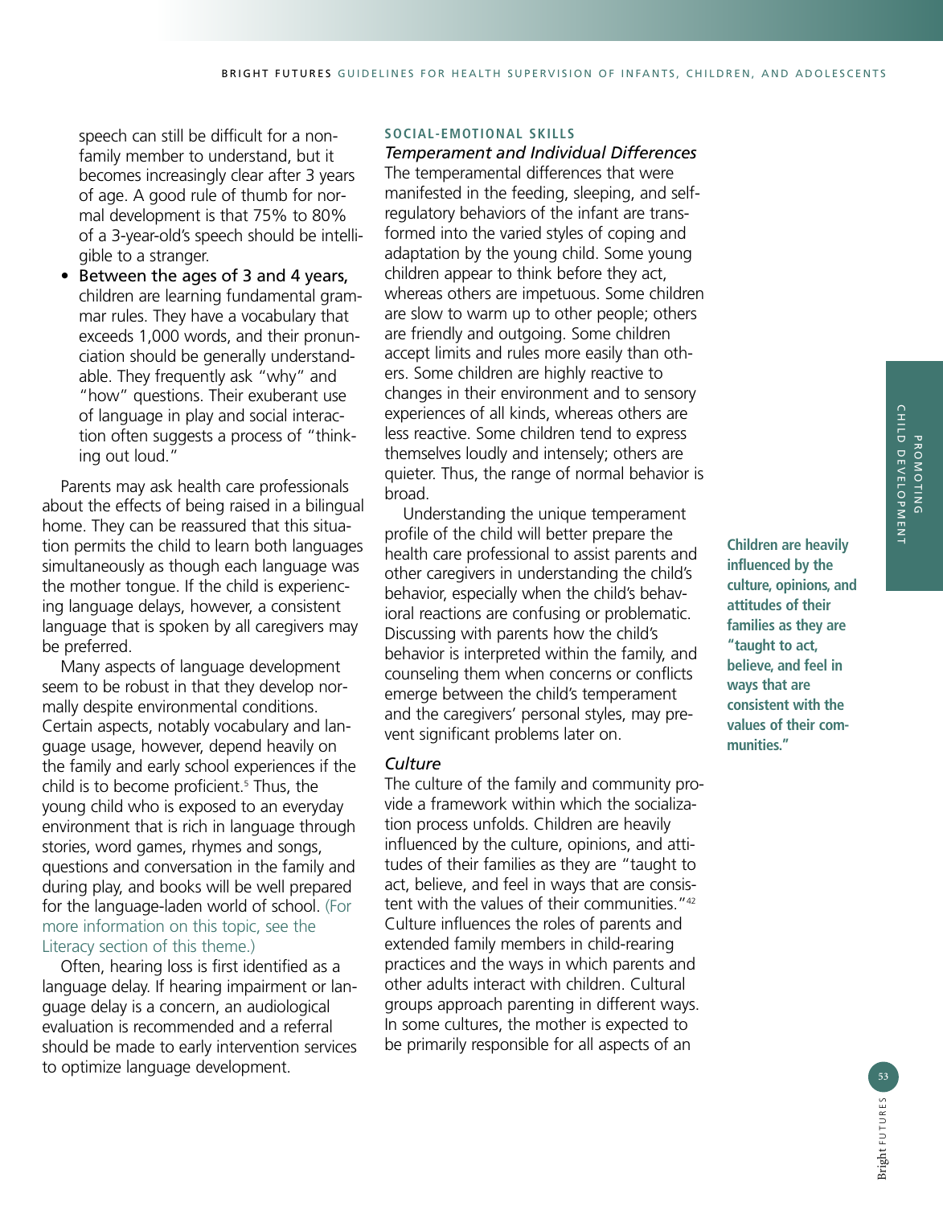speech can still be difficult for a non-family member to understand, but it becomes increasingly clear after 3 years of age. A good rule of thumb for normal development is that 75% to 80% of a 3-year-old's speech should be intelligible to a stranger.

- Between the ages of 3 and 4 years, children are learning fundamental grammar rules. They have a vocabulary that exceeds 1,000 words, and their pronunciation should be generally understandable. They frequently ask "why" and "how" questions. Their exuberant use of language in play and social interaction often suggests a process of "thinking out loud."

Parents may ask health care professionals about the effects of being raised in a bilingual home. They can be reassured that this situation permits the child to learn both languages simultaneously as though each language was the mother tongue. If the child is experiencing language delays, however, a consistent language that is spoken by all caregivers may be preferred.

Many aspects of language development seem to be robust in that they develop normally despite environmental conditions. Certain aspects, however, notably vocabulary and language usage, depend heavily on the family and early school experiences if the child is to become proficient.[5] Thus, the young child who is exposed to an everyday environment that is rich in language through stories, word games, rhymes and songs, questions and conversation in the family and during play, and books will be well prepared for the language-laden world of school. (For more information on this topic, see the Literacy section of this theme.)

Often, hearing loss is first identified as a language delay. If hearing impairment or language delay is a concern, an audiological evaluation is recommended and a referral should be made to early intervention services to optimize language development.

#### SOCIAL-EMOTIONAL SKILLS

*Temperament and Individual Differences*

The temperamental differences that were manifested in the feeding, sleeping, and self-regulatory behaviors of the infant are transformed into the varied styles of coping and adaptation by the young child. Some young children appear to think before they act, whereas others are impetuous. Some children are slow to warm up to other people; others are friendly and outgoing. Some children accept limits and rules more easily than others. Some children are highly reactive to changes in their environment and to sensory experiences of all kinds, whereas others are less reactive. Some children tend to express themselves loudly and intensely; others are quieter. Thus, the range of normal behavior is broad.

Understanding the unique temperament profile of the child will better prepare the health care professional to assist parents and other caregivers in understanding the child's behavior, especially when the child's behavioral reactions are confusing or problematic. Discussing with parents how the child's behavior is interpreted within the family, and counseling them when concerns or conflicts emerge between the child's temperament and the caregivers' personal styles, may prevent significant problems later on.

*Culture*

The culture of the family and community provide a framework within which the socialization process unfolds. Children are heavily influenced by the culture, opinions, and attitudes of their families as they are "taught to act, believe, and feel in ways that are consistent with the values of their communities."[42] Culture influences the roles of parents and extended family members in child-rearing practices and the ways in which parents and other adults interact with children. Cultural groups approach parenting in different ways. In some cultures, the mother is expected to be primarily responsible for all aspects of an

**Children are heavily influenced by the culture, opinions, and attitudes of their families as they are "taught to act, believe, and feel in ways that are consistent with the values of their communities."**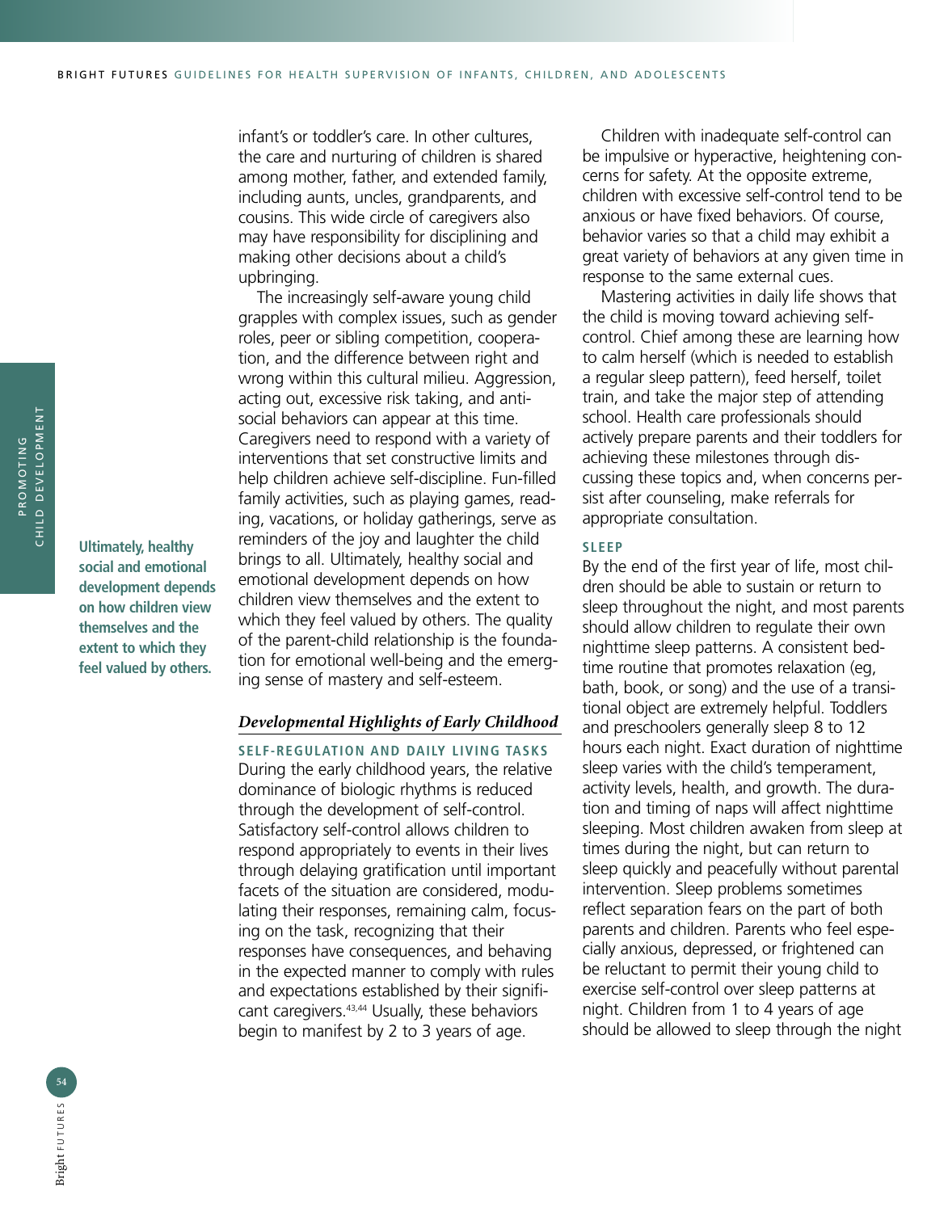infant's or toddler's care. In other cultures, the care and nurturing of children is shared among mother, father, and extended family, including aunts, uncles, grandparents, and cousins. This wide circle of caregivers also may have responsibility for disciplining and making other decisions about a child's upbringing.

The increasingly self-aware young child grapples with complex issues, such as gender roles, peer or sibling competition, cooperation, and the difference between right and wrong within this cultural milieu. Aggression, acting out, excessive risk taking, and antisocial behaviors can appear at this time. Caregivers need to respond with a variety of interventions that set constructive limits and help children achieve self-discipline. Fun-filled family activities, such as playing games, reading, vacations, or holiday gatherings, serve as reminders of the joy and laughter the child brings to all. Ultimately, healthy social and emotional development depends on how children view themselves and the extent to which they feel valued by others. The quality of the parent-child relationship is the foundation for emotional well-being and the emerging sense of mastery and self-esteem.

**Ultimately, healthy social and emotional development depends on how children view themselves and the extent to which they feel valued by others.**

### *Developmental Highlights of Early Childhood*

#### SELF-REGULATION AND DAILY LIVING TASKS

During the early childhood years, the relative dominance of biologic rhythms is reduced through the development of self-control. Satisfactory self-control allows children to respond appropriately to events in their lives through delaying gratification until important facets of the situation are considered, modulating their responses, remaining calm, focusing on the task, recognizing that their responses have consequences, and behaving in the expected manner to comply with rules and expectations established by their significant caregivers.[43,44] Usually, these behaviors begin to manifest by 2 to 3 years of age.

Children with inadequate self-control can be impulsive or hyperactive, heightening concerns for safety. At the opposite extreme, children with excessive self-control tend to be anxious or have fixed behaviors. Of course, behavior varies so that a child may exhibit a great variety of behaviors at any given time in response to the same external cues.

Mastering activities in daily life shows that the child is moving toward achieving self-control. Chief among these are learning how to calm herself (which is needed to establish a regular sleep pattern), feed herself, toilet train, and take the major step of attending school. Health care professionals should actively prepare parents and their toddlers for achieving these milestones through discussing these topics and, when concerns persist after counseling, make referrals for appropriate consultation.

#### SLEEP

By the end of the first year of life, most children should be able to sustain or return to sleep throughout the night, and most parents should allow children to regulate their own nighttime sleep patterns. A consistent bedtime routine that promotes relaxation (eg, bath, book, or song) and the use of a transitional object are extremely helpful. Toddlers and preschoolers generally sleep 8 to 12 hours each night. Exact duration of nighttime sleep varies with the child's temperament, activity levels, health, and growth. The duration and timing of naps will affect nighttime sleeping. Most children awaken from sleep at times during the night, but can return to sleep quickly and peacefully without parental intervention. Sleep problems sometimes reflect separation fears on the part of both parents and children. Parents who feel especially anxious, depressed, or frightened can be reluctant to permit their young child to exercise self-control over sleep patterns at night. Children from 1 to 4 years of age should be allowed to sleep through the night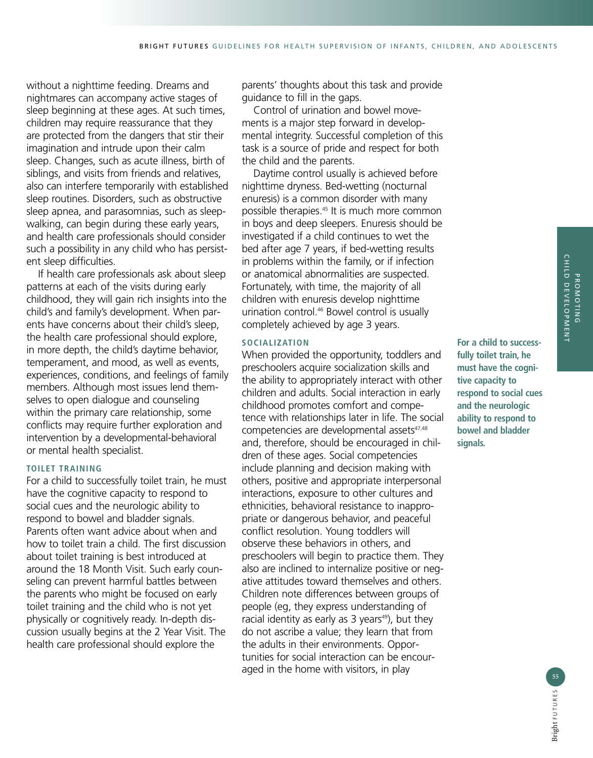without a nighttime feeding. Dreams and nightmares can accompany active stages of sleep beginning at these ages. At such times, children may require reassurance that they are protected from the dangers that stir their imagination and intrude upon their calm sleep. Changes, such as acute illness, birth of siblings, and visits from friends and relatives, also can interfere temporarily with established sleep routines. Disorders, such as obstructive sleep apnea, and parasomnias, such as sleepwalking, can begin during these early years, and health care professionals should consider such a possibility in any child who has persistent sleep difficulties.

If health care professionals ask about sleep patterns at each of the visits during early childhood, they will gain rich insights into the child's and family's development. When parents have concerns about their child's sleep, the health care professional should explore, in more depth, the child's daytime behavior, temperament, and mood, as well as events, experiences, conditions, and feelings of family members. Although most issues lend themselves to open dialogue and counseling within the primary care relationship, some conflicts may require further exploration and intervention by a developmental-behavioral or mental health specialist.

### TOILET TRAINING

For a child to successfully toilet train, he must have the cognitive capacity to respond to social cues and the neurologic ability to respond to bowel and bladder signals. Parents often want advice about when and how to toilet train a child. The first discussion about toilet training is best introduced at around the 18 Month Visit. Such early counseling can prevent harmful battles between the parents who might be focused on early toilet training and the child who is not yet physically or cognitively ready. In-depth discussion usually begins at the 2 Year Visit. The health care professional should explore the parents' thoughts about this task and provide guidance to fill in the gaps.

Control of urination and bowel movements is a major step forward in developmental integrity. Successful completion of this task is a source of pride and respect for both the child and the parents.

Daytime control usually is achieved before nighttime dryness. Bed-wetting (nocturnal enuresis) is a common disorder with many possible therapies.[45] It is much more common in boys and deep sleepers. Enuresis should be investigated if a child continues to wet the bed after age 7 years, if bed-wetting results in problems within the family, or if infection or anatomical abnormalities are suspected. Fortunately, with time, the majority of all children with enuresis develop nighttime urination control.[46] Bowel control is usually completely achieved by age 3 years.

**For a child to successfully toilet train, he must have the cognitive capacity to respond to social cues and the neurologic ability to respond to bowel and bladder signals.**

### SOCIALIZATION

When provided the opportunity, toddlers and preschoolers acquire socialization skills and the ability to appropriately interact with other children and adults. Social interaction in early childhood promotes comfort and competence with relationships later in life. The social competencies are developmental assets[47,48] and, therefore, should be encouraged in children of these ages. Social competencies include planning and decision making with others, positive and appropriate interpersonal interactions, exposure to other cultures and ethnicities, behavioral resistance to inappropriate or dangerous behavior, and peaceful conflict resolution. Young toddlers will observe these behaviors in others, and preschoolers will begin to practice them. They also are inclined to internalize positive or negative attitudes toward themselves and others. Children note differences between groups of people (eg, they express understanding of racial identity as early as 3 years[49]), but they do not ascribe a value; they learn that from the adults in their environments. Opportunities for social interaction can be encouraged in the home with visitors, in play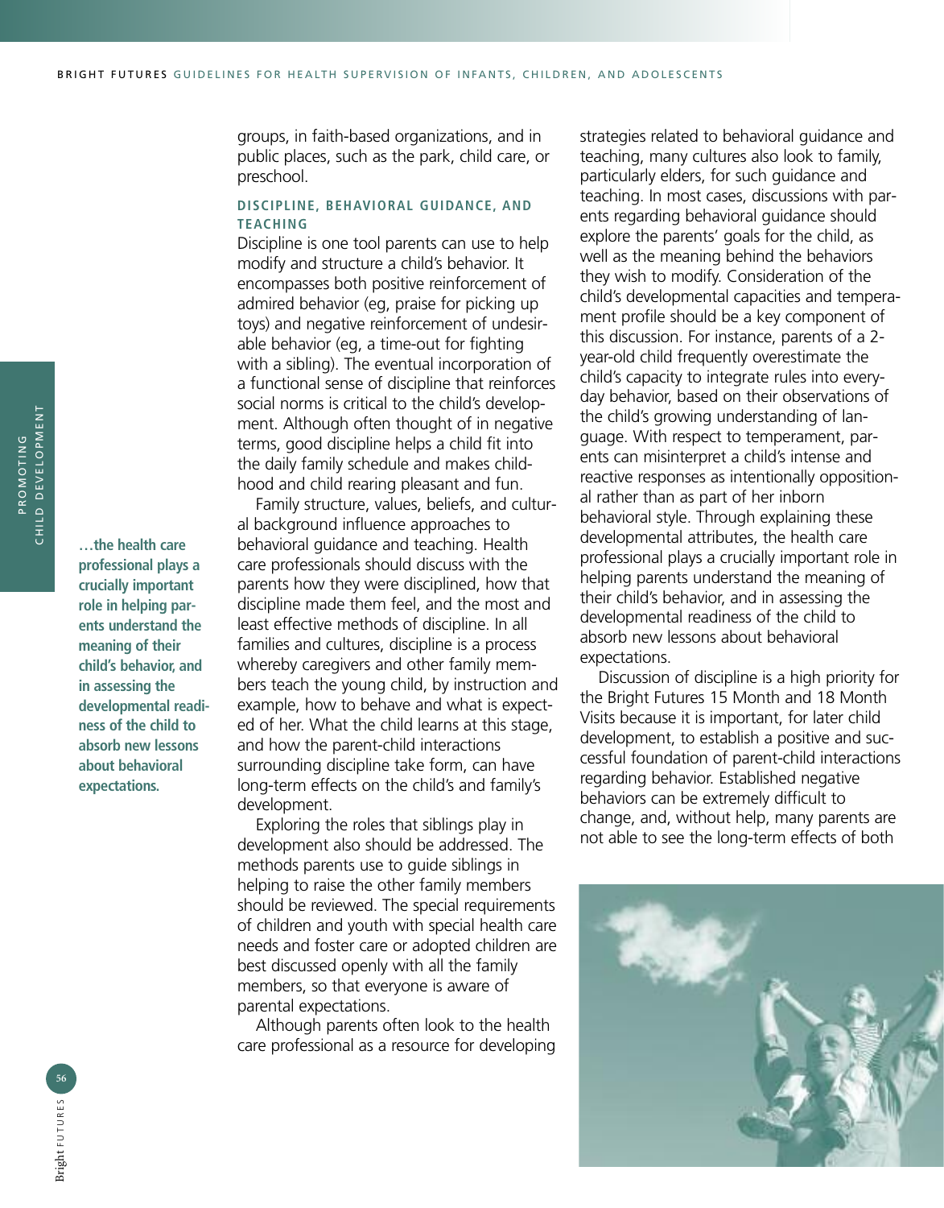groups, in faith-based organizations, and in public places, such as the park, child care, or preschool.

### DISCIPLINE, BEHAVIORAL GUIDANCE, AND TEACHING

Discipline is one tool parents can use to help modify and structure a child's behavior. It encompasses both positive reinforcement of admired behavior (eg, praise for picking up toys) and negative reinforcement of undesirable behavior (eg, a time-out for fighting with a sibling). The eventual incorporation of a functional sense of discipline that reinforces social norms is critical to the child's development. Although often thought of in negative terms, good discipline helps a child fit into the daily family schedule and makes childhood and child rearing pleasant and fun.

Family structure, values, beliefs, and cultural background influence approaches to behavioral guidance and teaching. Health care professionals should discuss with the parents how they were disciplined, how that discipline made them feel, and the most and least effective methods of discipline. In all families and cultures, discipline is a process whereby caregivers and other family members teach the young child, by instruction and example, how to behave and what is expected of her. What the child learns at this stage, and how the parent-child interactions surrounding discipline take form, can have long-term effects on the child's and family's development.

Exploring the roles that siblings play in development also should be addressed. The methods parents use to guide siblings in helping to raise the other family members should be reviewed. The special requirements of children and youth with special health care needs and foster care or adopted children are best discussed openly with all the family members, so that everyone is aware of parental expectations.

Although parents often look to the health care professional as a resource for developing strategies related to behavioral guidance and teaching, many cultures also look to family, particularly elders, for such guidance and teaching. In most cases, discussions with parents regarding behavioral guidance should explore the parents' goals for the child, as well as the meaning behind the behaviors they wish to modify. Consideration of the child's developmental capacities and temperament profile should be a key component of this discussion. For instance, parents of a 2-year-old child frequently overestimate the child's capacity to integrate rules into everyday behavior, based on their observations of the child's growing understanding of language. With respect to temperament, parents can misinterpret a child's intense and reactive responses as intentionally oppositional rather than as part of her inborn behavioral style. Through explaining these developmental attributes, the health care professional plays a crucially important role in helping parents understand the meaning of their child's behavior, and in assessing the developmental readiness of the child to absorb new lessons about behavioral expectations.

**…the health care professional plays a crucially important role in helping parents understand the meaning of their child's behavior, and in assessing the developmental readiness of the child to absorb new lessons about behavioral expectations.**

Discussion of discipline is a high priority for the Bright Futures 15 Month and 18 Month Visits because it is important, for later child development, to establish a positive and successful foundation of parent-child interactions regarding behavior. Established negative behaviors can be extremely difficult to change, and, without help, many parents are not able to see the long-term effects of both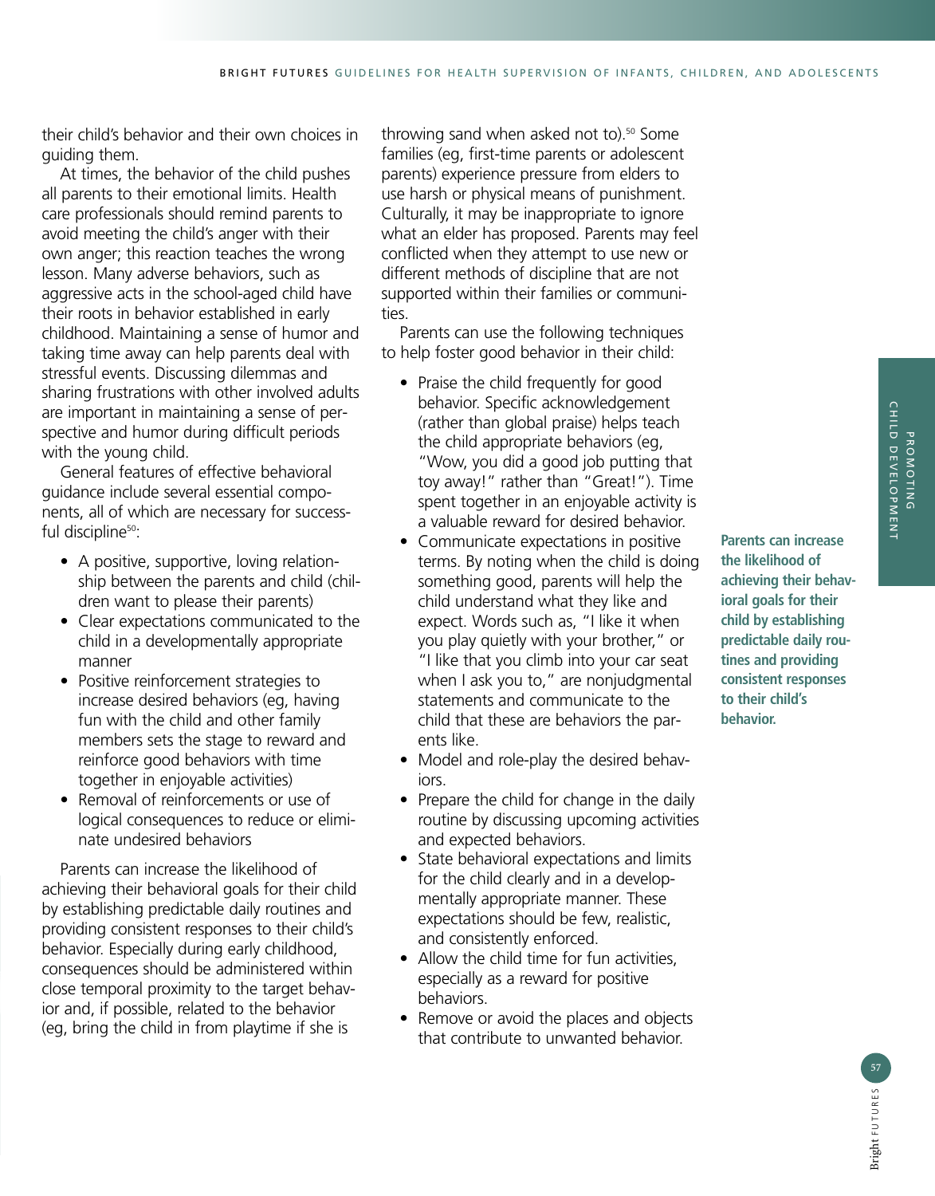their child's behavior and their own choices in guiding them.

At times, the behavior of the child pushes all parents to their emotional limits. Health care professionals should remind parents to avoid meeting the child's anger with their own anger; this reaction teaches the wrong lesson. Many adverse behaviors, such as aggressive acts in the school-aged child have their roots in behavior established in early childhood. Maintaining a sense of humor and taking time away can help parents deal with stressful events. Discussing dilemmas and sharing frustrations with other involved adults are important in maintaining a sense of perspective and humor during difficult periods with the young child.

General features of effective behavioral guidance include several essential components, all of which are necessary for successful discipline[50]:

- A positive, supportive, loving relationship between the parents and child (children want to please their parents)
- Clear expectations communicated to the child in a developmentally appropriate manner
- Positive reinforcement strategies to increase desired behaviors (eg, having fun with the child and other family members sets the stage to reward and reinforce good behaviors with time together in enjoyable activities)
- Removal of reinforcements or use of logical consequences to reduce or eliminate undesired behaviors

Parents can increase the likelihood of achieving their behavioral goals for their child by establishing predictable daily routines and providing consistent responses to their child's behavior. Especially during early childhood, consequences should be administered within close temporal proximity to the target behavior and, if possible, related to the behavior (eg, bring the child in from playtime if she is throwing sand when asked not to).[50] Some families (eg, first-time parents or adolescent parents) experience pressure from elders to use harsh or physical means of punishment. Culturally, it may be inappropriate to ignore what an elder has proposed. Parents may feel conflicted when they attempt to use new or different methods of discipline that are not supported within their families or communities.

Parents can use the following techniques to help foster good behavior in their child:

- Praise the child frequently for good behavior. Specific acknowledgement (rather than global praise) helps teach the child appropriate behaviors (eg, "Wow, you did a good job putting that toy away!" rather than "Great!"). Time spent together in an enjoyable activity is a valuable reward for desired behavior.
- Communicate expectations in positive terms. By noting when the child is doing something good, parents will help the child understand what they like and expect. Words such as, "I like it when you play quietly with your brother," or "I like that you climb into your car seat when I ask you to," are nonjudgmental statements and communicate to the child that these are behaviors the parents like.
- Model and role-play the desired behaviors.
- Prepare the child for change in the daily routine by discussing upcoming activities and expected behaviors.
- State behavioral expectations and limits for the child clearly and in a developmentally appropriate manner. These expectations should be few, realistic, and consistently enforced.
- Allow the child time for fun activities, especially as a reward for positive behaviors.
- Remove or avoid the places and objects that contribute to unwanted behavior.

**Parents can increase the likelihood of achieving their behavioral goals for their child by establishing predictable daily routines and providing consistent responses to their child's behavior.**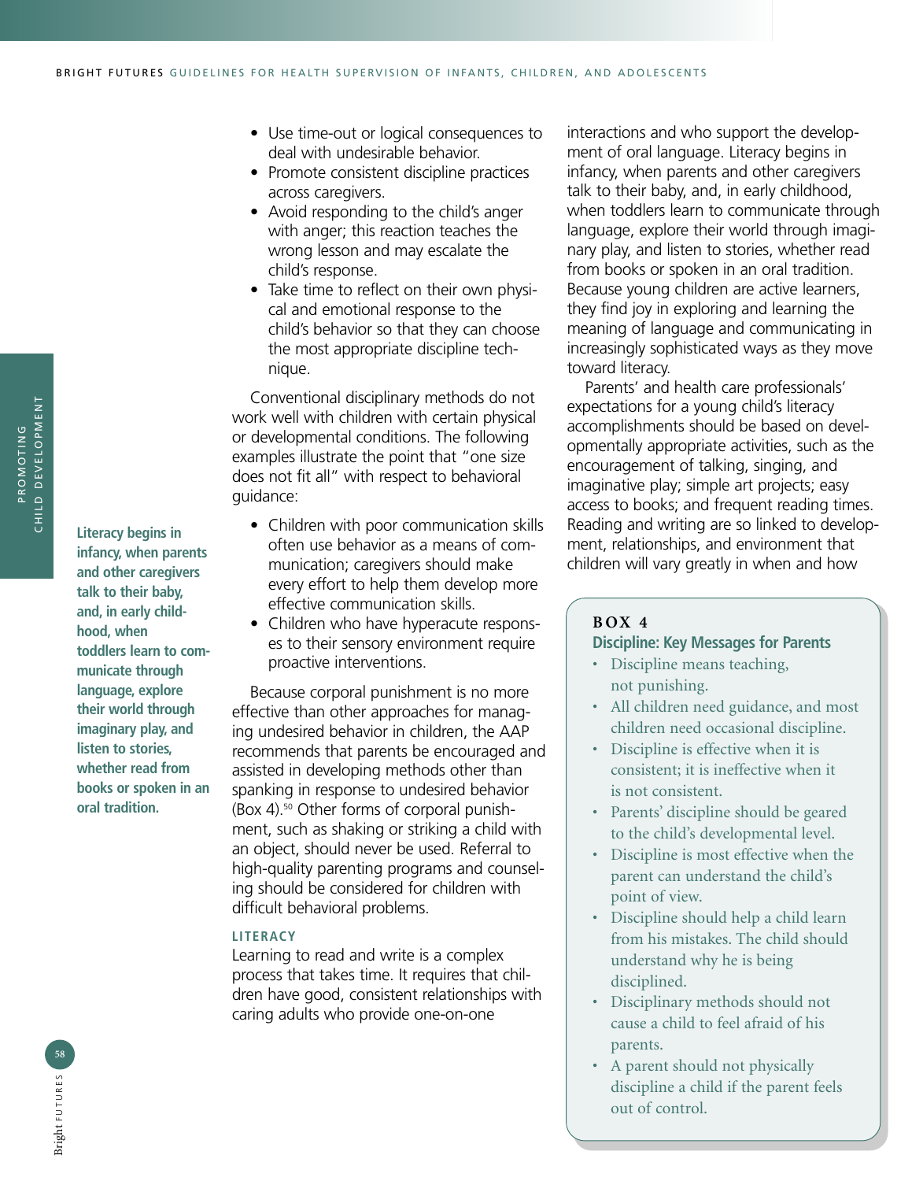- Use time-out or logical consequences to deal with undesirable behavior.
- Promote consistent discipline practices across caregivers.
- Avoid responding to the child's anger with anger; this reaction teaches the wrong lesson and may escalate the child's response.
- Take time to reflect on their own physical and emotional response to the child's behavior so that they can choose the most appropriate discipline technique.

Conventional disciplinary methods do not work well with children with certain physical or developmental conditions. The following examples illustrate the point that "one size does not fit all" with respect to behavioral guidance:

- Children with poor communication skills often use behavior as a means of communication; caregivers should make every effort to help them develop more effective communication skills.
- Children who have hyperacute responses to their sensory environment require proactive interventions.

Because corporal punishment is no more effective than other approaches for managing undesired behavior in children, the AAP recommends that parents be encouraged and assisted in developing methods other than spanking in response to undesired behavior (Box 4).[50] Other forms of corporal punishment, such as shaking or striking a child with an object, should never be used. Referral to high-quality parenting programs and counseling should be considered for children with difficult behavioral problems.

### LITERACY

Learning to read and write is a complex process that takes time. It requires that children have good, consistent relationships with caring adults who provide one-on-one interactions and who support the development of oral language. Literacy begins in infancy, when parents and other caregivers talk to their baby, and, in early childhood, when toddlers learn to communicate through language, explore their world through imaginary play, and listen to stories, whether read from books or spoken in an oral tradition. Because young children are active learners, they find joy in exploring and learning the meaning of language and communicating in increasingly sophisticated ways as they move toward literacy.

**Literacy begins in infancy, when parents and other caregivers talk to their baby, and, in early childhood, when toddlers learn to communicate through language, explore their world through imaginary play, and listen to stories, whether read from books or spoken in an oral tradition.**

Parents' and health care professionals' expectations for a young child's literacy accomplishments should be based on developmentally appropriate activities, such as the encouragement of talking, singing, and imaginative play; simple art projects; easy access to books; and frequent reading times. Reading and writing are so linked to development, relationships, and environment that children will vary greatly in when and how

**BOX 4**

**Discipline: Key Messages for Parents**

- Discipline means teaching, not punishing.
- All children need guidance, and most children need occasional discipline.
- Discipline is effective when it is consistent; it is ineffective when it is not consistent.
- Parents' discipline should be geared to the child's developmental level.
- Discipline is most effective when the parent can understand the child's point of view.
- Discipline should help a child learn from his mistakes. The child should understand why he is being disciplined.
- Disciplinary methods should not cause a child to feel afraid of his parents.
- A parent should not physically discipline a child if the parent feels out of control.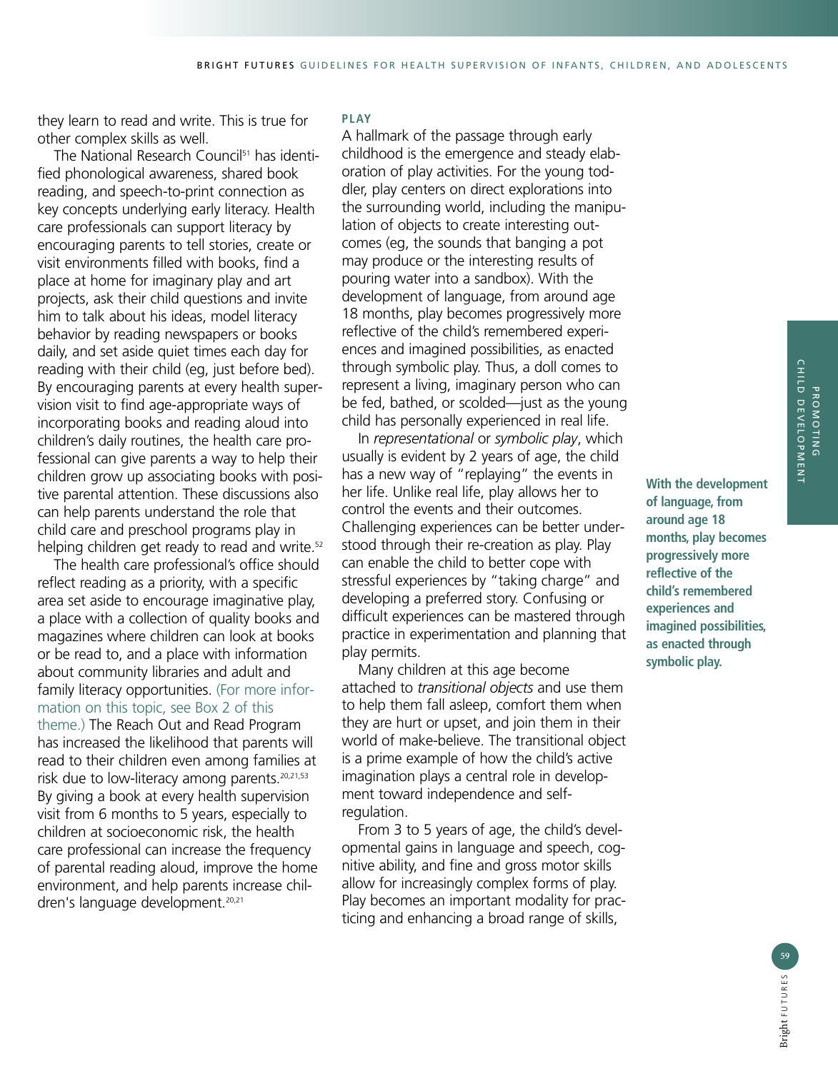they learn to read and write. This is true for other complex skills as well.

The National Research Council[51] has identified phonological awareness, shared book reading, and speech-to-print connection as key concepts underlying early literacy. Health care professionals can support literacy by encouraging parents to tell stories, create or visit environments filled with books, find a place at home for imaginary play and art projects, ask their child questions and invite him to talk about his ideas, model literacy behavior by reading newspapers or books daily, and set aside quiet times each day for reading with their child (eg, just before bed). By encouraging parents at every health supervision visit to find age-appropriate ways of incorporating books and reading aloud into children's daily routines, the health care professional can give parents a way to help their children grow up associating books with positive parental attention. These discussions also can help parents understand the role that child care and preschool programs play in helping children get ready to read and write.[52]

The health care professional's office should reflect reading as a priority, with a specific area set aside to encourage imaginative play, a place with a collection of quality books and magazines where children can look at books or be read to, and a place with information about community libraries and adult and family literacy opportunities. (For more information on this topic, see Box 2 of this theme.) The Reach Out and Read Program has increased the likelihood that parents will read to their children even among families at risk due to low-literacy among parents.[20,21,53] By giving a book at every health supervision visit from 6 months to 5 years, especially to children at socioeconomic risk, the health care professional can increase the frequency of parental reading aloud, improve the home environment, and help parents increase children's language development.[20,21]

### PLAY

A hallmark of the passage through early childhood is the emergence and steady elaboration of play activities. For the young toddler, play centers on direct explorations into the surrounding world, including the manipulation of objects to create interesting outcomes (eg, the sounds that banging a pot may produce or the interesting results of pouring water into a sandbox). With the development of language, from around age 18 months, play becomes progressively more reflective of the child's remembered experiences and imagined possibilities, as enacted through symbolic play. Thus, a doll comes to represent a living, imaginary person who can be fed, bathed, or scolded—just as the young child has personally experienced in real life.

In *representational* or *symbolic play*, which usually is evident by 2 years of age, the child has a new way of "replaying" the events in her life. Unlike real life, play allows her to control the events and their outcomes. Challenging experiences can be better understood through their re-creation as play. Play can enable the child to better cope with stressful experiences by "taking charge" and developing a preferred story. Confusing or difficult experiences can be mastered through practice in experimentation and planning that play permits.

Many children at this age become attached to *transitional objects* and use them to help them fall asleep, comfort them when they are hurt or upset, and join them in their world of make-believe. The transitional object is a prime example of how the child's active imagination plays a central role in development toward independence and self-regulation.

From 3 to 5 years of age, the child's developmental gains in language and speech, cognitive ability, and fine and gross motor skills allow for increasingly complex forms of play. Play becomes an important modality for practicing and enhancing a broad range of skills,

**With the development of language, from around age 18 months, play becomes progressively more reflective of the child's remembered experiences and imagined possibilities, as enacted through symbolic play.**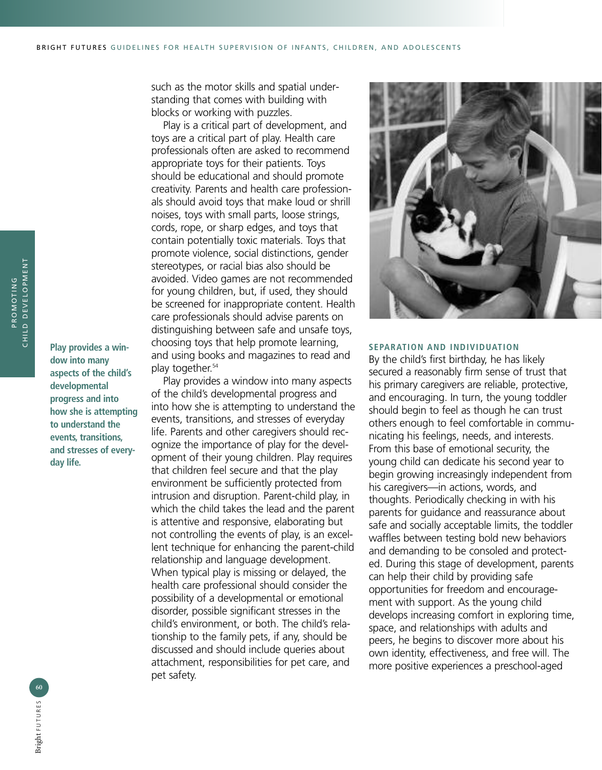such as the motor skills and spatial understanding that comes with building with blocks or working with puzzles.

Play is a critical part of development, and toys are a critical part of play. Health care professionals often are asked to recommend appropriate toys for their patients. Toys should be educational and should promote creativity. Parents and health care professionals should avoid toys that make loud or shrill noises, toys with small parts, loose strings, cords, rope, or sharp edges, and toys that contain potentially toxic materials. Toys that promote violence, social distinctions, gender stereotypes, or racial bias also should be avoided. Video games are not recommended for young children, but, if used, they should be screened for inappropriate content. Health care professionals should advise parents on distinguishing between safe and unsafe toys, choosing toys that help promote learning, and using books and magazines to read and play together.[54]

**Play provides a window into many aspects of the child's developmental progress and into how she is attempting to understand the events, transitions, and stresses of everyday life.**

Play provides a window into many aspects of the child's developmental progress and into how she is attempting to understand the events, transitions, and stresses of everyday life. Parents and other caregivers should recognize the importance of play for the development of their young children. Play requires that children feel secure and that the play environment be sufficiently protected from intrusion and disruption. Parent-child play, in which the child takes the lead and the parent is attentive and responsive, elaborating but not controlling the events of play, is an excellent technique for enhancing the parent-child relationship and language development. When typical play is missing or delayed, the health care professional should consider the possibility of a developmental or emotional disorder, possible significant stresses in the child's environment, or both. The child's relationship to the family pets, if any, should be discussed and should include queries about attachment, responsibilities for pet care, and pet safety.

### SEPARATION AND INDIVIDUATION

By the child's first birthday, he has likely secured a reasonably firm sense of trust that his primary caregivers are reliable, protective, and encouraging. In turn, the young toddler should begin to feel as though he can trust others enough to feel comfortable in communicating his feelings, needs, and interests. From this base of emotional security, the young child can dedicate his second year to begin growing increasingly independent from his caregivers—in actions, words, and thoughts. Periodically checking in with his parents for guidance and reassurance about safe and socially acceptable limits, the toddler waffles between testing bold new behaviors and demanding to be consoled and protected. During this stage of development, parents can help their child by providing safe opportunities for freedom and encouragement with support. As the young child develops increasing comfort in exploring time, space, and relationships with adults and peers, he begins to discover more about his own identity, effectiveness, and free will. The more positive experiences a preschool-aged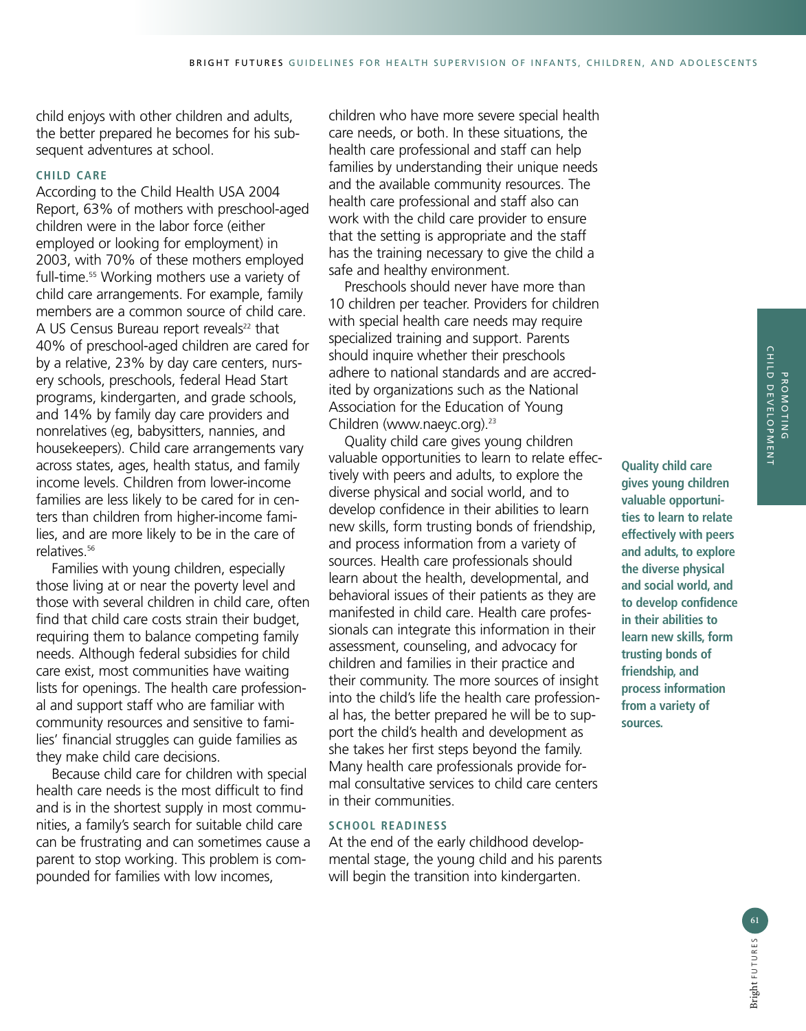child enjoys with other children and adults, the better prepared he becomes for his subsequent adventures at school.

### CHILD CARE

According to the Child Health USA 2004 Report, 63% of mothers with preschool-aged children were in the labor force (either employed or looking for employment) in 2003, with 70% of these mothers employed full-time.[55] Working mothers use a variety of child care arrangements. For example, family members are a common source of child care. A US Census Bureau report reveals[22] that 40% of preschool-aged children are cared for by a relative, 23% by day care centers, nursery schools, preschools, federal Head Start programs, kindergarten, and grade schools, and 14% by family day care providers and nonrelatives (eg, babysitters, nannies, and housekeepers). Child care arrangements vary across states, ages, health status, and family income levels. Children from lower-income families are less likely to be cared for in centers than children from higher-income families, and are more likely to be in the care of relatives.[56]

Families with young children, especially those living at or near the poverty level and those with several children in child care, often find that child care costs strain their budget, requiring them to balance competing family needs. Although federal subsidies for child care exist, most communities have waiting lists for openings. The health care professional and support staff who are familiar with community resources and sensitive to families' financial struggles can guide families as they make child care decisions.

Because child care for children with special health care needs is the most difficult to find and is in the shortest supply in most communities, a family's search for suitable child care can be frustrating and can sometimes cause a parent to stop working. This problem is compounded for families with low incomes, children who have more severe special health care needs, or both. In these situations, the health care professional and staff can help families by understanding their unique needs and the available community resources. The health care professional and staff also can work with the child care provider to ensure that the setting is appropriate and the staff has the training necessary to give the child a safe and healthy environment.

Preschools should never have more than 10 children per teacher. Providers for children with special health care needs may require specialized training and support. Parents should inquire whether their preschools adhere to national standards and are accredited by organizations such as the National Association for the Education of Young Children (www.naeyc.org).[23]

Quality child care gives young children valuable opportunities to learn to relate effectively with peers and adults, to explore the diverse physical and social world, and to develop confidence in their abilities to learn new skills, form trusting bonds of friendship, and process information from a variety of sources. Health care professionals should learn about the health, developmental, and behavioral issues of their patients as they are manifested in child care. Health care professionals can integrate this information in their assessment, counseling, and advocacy for children and families in their practice and their community. The more sources of insight into the child's life the health care professional has, the better prepared he will be to support the child's health and development as she takes her first steps beyond the family. Many health care professionals provide formal consultative services to child care centers in their communities.

**Quality child care gives young children valuable opportunities to learn to relate effectively with peers and adults, to explore the diverse physical and social world, and to develop confidence in their abilities to learn new skills, form trusting bonds of friendship, and process information from a variety of sources.**

### SCHOOL READINESS

At the end of the early childhood developmental stage, the young child and his parents will begin the transition into kindergarten.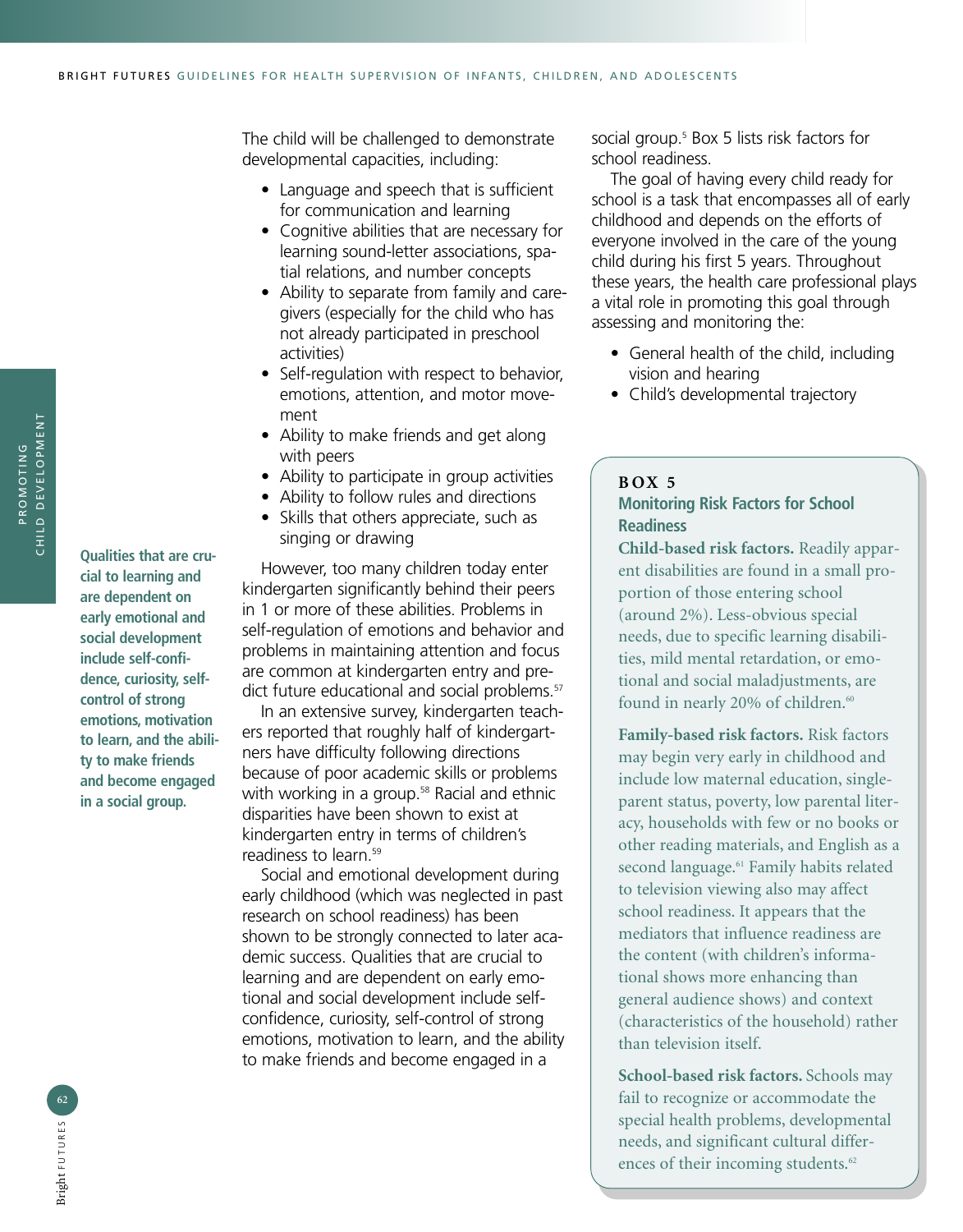The child will be challenged to demonstrate developmental capacities, including:

- Language and speech that is sufficient for communication and learning
- Cognitive abilities that are necessary for learning sound-letter associations, spatial relations, and number concepts
- Ability to separate from family and caregivers (especially for the child who has not already participated in preschool activities)
- Self-regulation with respect to behavior, emotions, attention, and motor movement
- Ability to make friends and get along with peers
- Ability to participate in group activities
- Ability to follow rules and directions
- Skills that others appreciate, such as singing or drawing

However, too many children today enter kindergarten significantly behind their peers in 1 or more of these abilities. Problems in self-regulation of emotions and behavior and problems in maintaining attention and focus are common at kindergarten entry and predict future educational and social problems.[57]

In an extensive survey, kindergarten teachers reported that roughly half of kindergartners have difficulty following directions because of poor academic skills or problems with working in a group.[58] Racial and ethnic disparities have been shown to exist at kindergarten entry in terms of children's readiness to learn.[59]

Social and emotional development during early childhood (which was neglected in past research on school readiness) has been shown to be strongly connected to later academic success. Qualities that are crucial to learning and are dependent on early emotional and social development include self-confidence, curiosity, self-control of strong emotions, motivation to learn, and the ability to make friends and become engaged in a social group.[5] Box 5 lists risk factors for school readiness.

**Qualities that are crucial to learning and are dependent on early emotional and social development include self-confidence, curiosity, self-control of strong emotions, motivation to learn, and the ability to make friends and become engaged in a social group.**

The goal of having every child ready for school is a task that encompasses all of early childhood and depends on the efforts of everyone involved in the care of the young child during his first 5 years. Throughout these years, the health care professional plays a vital role in promoting this goal through assessing and monitoring the:

- General health of the child, including vision and hearing
- Child's developmental trajectory

**BOX 5**

### Monitoring Risk Factors for School Readiness

**Child-based risk factors.** Readily apparent disabilities are found in a small proportion of those entering school (around 2%). Less-obvious special needs, due to specific learning disabilities, mild mental retardation, or emotional and social maladjustments, are found in nearly 20% of children.[60]

**Family-based risk factors.** Risk factors may begin very early in childhood and include low maternal education, single-parent status, poverty, low parental literacy, households with few or no books or other reading materials, and English as a second language.[61] Family habits related to television viewing also may affect school readiness. It appears that the mediators that influence readiness are the content (with children's informational shows more enhancing than general audience shows) and context (characteristics of the household) rather than television itself.

**School-based risk factors.** Schools may fail to recognize or accommodate the special health problems, developmental needs, and significant cultural differences of their incoming students.[62]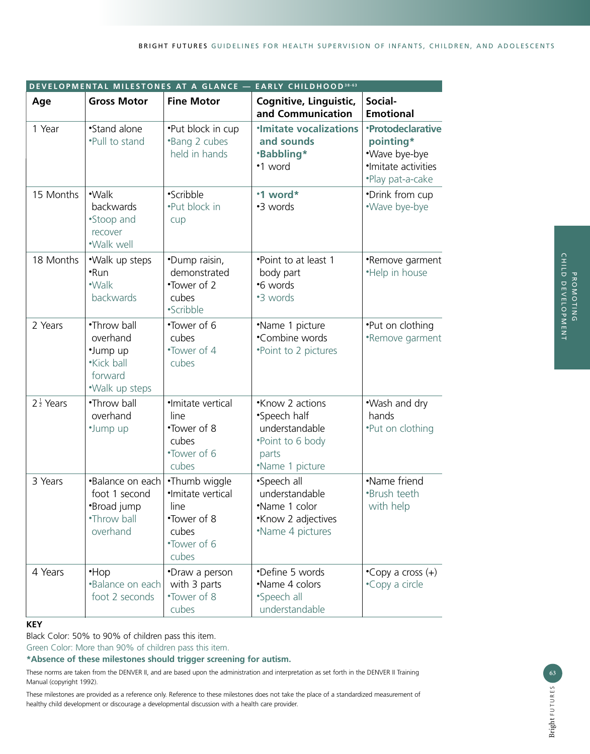## DEVELOPMENTAL MILESTONES AT A GLANCE — EARLY CHILDHOOD[38-63]

| Age | Gross Motor | Fine Motor | Cognitive, Linguistic, and Communication | Social-Emotional |
|---|---|---|---|---|
| 1 Year | •Stand alone<br>•Pull to stand | •Put block in cup<br>•Bang 2 cubes held in hands | **•Imitate vocalizations and sounds**<br>**•Babbling***<br>•1 word | **•Protodeclarative pointing***<br>•Wave bye-bye<br>•Imitate activities<br>•Play pat-a-cake |
| 15 Months | •Walk backwards<br>•Stoop and recover<br>•Walk well | •Scribble<br>•Put block in cup | **•1 word***<br>•3 words | •Drink from cup<br>•Wave bye-bye |
| 18 Months | •Walk up steps<br>•Run<br>•Walk backwards | •Dump raisin, demonstrated<br>•Tower of 2 cubes<br>•Scribble | •Point to at least 1 body part<br>•6 words<br>•3 words | •Remove garment<br>•Help in house |
| 2 Years | •Throw ball overhand<br>•Jump up<br>•Kick ball forward<br>•Walk up steps | •Tower of 6 cubes<br>•Tower of 4 cubes | •Name 1 picture<br>•Combine words<br>•Point to 2 pictures | •Put on clothing<br>•Remove garment |
| 2½ Years | •Throw ball overhand<br>•Jump up | •Imitate vertical line<br>•Tower of 8 cubes<br>•Tower of 6 cubes | •Know 2 actions<br>•Speech half understandable<br>•Point to 6 body parts<br>•Name 1 picture | •Wash and dry hands<br>•Put on clothing |
| 3 Years | •Balance on each foot 1 second<br>•Broad jump<br>•Throw ball overhand | •Thumb wiggle<br>•Imitate vertical line<br>•Tower of 8 cubes<br>•Tower of 6 cubes | •Speech all understandable<br>•Name 1 color<br>•Know 2 adjectives<br>•Name 4 pictures | •Name friend<br>•Brush teeth with help |
| 4 Years | •Hop<br>•Balance on each foot 2 seconds | •Draw a person with 3 parts<br>•Tower of 8 cubes | •Define 5 words<br>•Name 4 colors<br>•Speech all understandable | •Copy a cross (+)<br>•Copy a circle |

**KEY**

Black Color: 50% to 90% of children pass this item.

Green Color: More than 90% of children pass this item.

**\*Absence of these milestones should trigger screening for autism.**

These norms are taken from the DENVER II, and are based upon the administration and interpretation as set forth in the DENVER II Training Manual (copyright 1992).

These milestones are provided as a reference only. Reference to these milestones does not take the place of a standardized measurement of healthy child development or discourage a developmental discussion with a health care provider.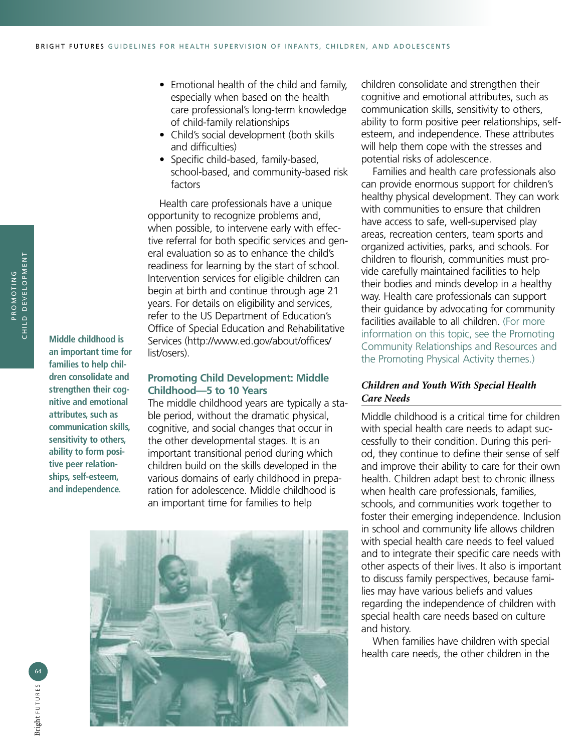- Emotional health of the child and family, especially when based on the health care professional's long-term knowledge of child-family relationships
- Child's social development (both skills and difficulties)
- Specific child-based, family-based, school-based, and community-based risk factors

Health care professionals have a unique opportunity to recognize problems and, when possible, to intervene early with effective referral for both specific services and general evaluation so as to enhance the child's readiness for learning by the start of school. Intervention services for eligible children can begin at birth and continue through age 21 years. For details on eligibility and services, refer to the US Department of Education's Office of Special Education and Rehabilitative Services (http://www.ed.gov/about/offices/list/osers).

**Middle childhood is an important time for families to help children consolidate and strengthen their cognitive and emotional attributes, such as communication skills, sensitivity to others, ability to form positive peer relationships, self-esteem, and independence.**

## Promoting Child Development: Middle Childhood—5 to 10 Years

The middle childhood years are typically a stable period, without the dramatic physical, cognitive, and social changes that occur in the other developmental stages. It is an important transitional period during which children build on the skills developed in the various domains of early childhood in preparation for adolescence. Middle childhood is an important time for families to help children consolidate and strengthen their cognitive and emotional attributes, such as communication skills, sensitivity to others, ability to form positive peer relationships, self-esteem, and independence. These attributes will help them cope with the stresses and potential risks of adolescence.

Families and health care professionals also can provide enormous support for children's healthy physical development. They can work with communities to ensure that children have access to safe, well-supervised play areas, recreation centers, team sports and organized activities, parks, and schools. For children to flourish, communities must provide carefully maintained facilities to help their bodies and minds develop in a healthy way. Health care professionals can support their guidance by advocating for community facilities available to all children. (For more information on this topic, see the Promoting Community Relationships and Resources and the Promoting Physical Activity themes.)

### *Children and Youth With Special Health Care Needs*

Middle childhood is a critical time for children with special health care needs to adapt successfully to their condition. During this period, they continue to define their sense of self and improve their ability to care for their own health. Children adapt best to chronic illness when health care professionals, families, schools, and communities work together to foster their emerging independence. Inclusion in school and community life allows children with special health care needs to feel valued and to integrate their specific care needs with other aspects of their lives. It also is important to discuss family perspectives, because families may have various beliefs and values regarding the independence of children with special health care needs based on culture and history.

When families have children with special health care needs, the other children in the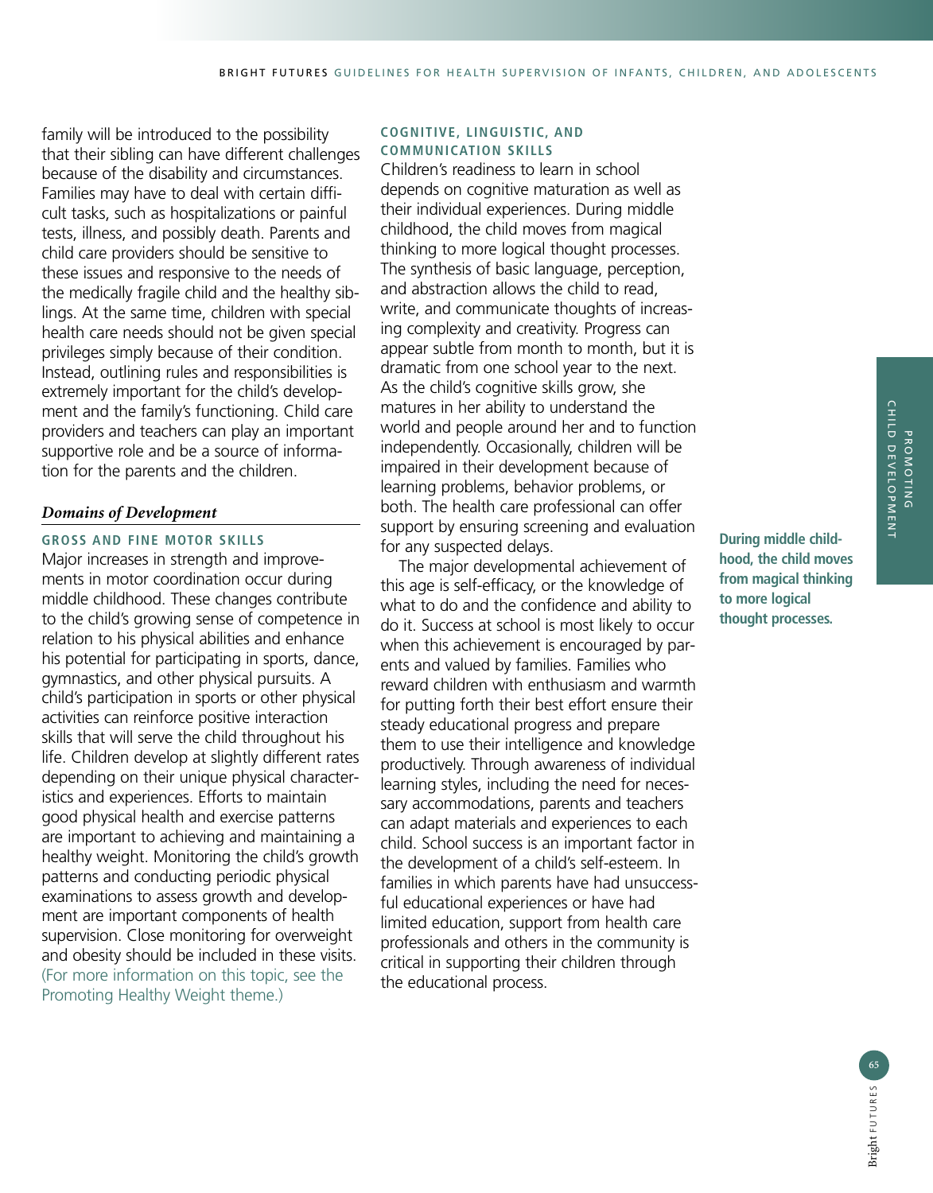family will be introduced to the possibility that their sibling can have different challenges because of the disability and circumstances. Families may have to deal with certain difficult tasks, such as hospitalizations or painful tests, illness, and possibly death. Parents and child care providers should be sensitive to these issues and responsive to the needs of the medically fragile child and the healthy siblings. At the same time, children with special health care needs should not be given special privileges simply because of their condition. Instead, outlining rules and responsibilities is extremely important for the child's development and the family's functioning. Child care providers and teachers can play an important supportive role and be a source of information for the parents and the children.

## *Domains of Development*

### GROSS AND FINE MOTOR SKILLS

Major increases in strength and improvements in motor coordination occur during middle childhood. These changes contribute to the child's growing sense of competence in relation to his physical abilities and enhance his potential for participating in sports, dance, gymnastics, and other physical pursuits. A child's participation in sports or other physical activities can reinforce positive interaction skills that will serve the child throughout his life. Children develop at slightly different rates depending on their unique physical characteristics and experiences. Efforts to maintain good physical health and exercise patterns are important to achieving and maintaining a healthy weight. Monitoring the child's growth patterns and conducting periodic physical examinations to assess growth and development are important components of health supervision. Close monitoring for overweight and obesity should be included in these visits. (For more information on this topic, see the Promoting Healthy Weight theme.)

### COGNITIVE, LINGUISTIC, AND COMMUNICATION SKILLS

Children's readiness to learn in school depends on cognitive maturation as well as their individual experiences. During middle childhood, the child moves from magical thinking to more logical thought processes. The synthesis of basic language, perception, and abstraction allows the child to read, write, and communicate thoughts of increasing complexity and creativity. Progress can appear subtle from month to month, but it is dramatic from one school year to the next. As the child's cognitive skills grow, she matures in her ability to understand the world and people around her and to function independently. Occasionally, children will be impaired in their development because of learning problems, behavior problems, or both. The health care professional can offer support by ensuring screening and evaluation for any suspected delays.

The major developmental achievement of this age is self-efficacy, or the knowledge of what to do and the confidence and ability to do it. Success at school is most likely to occur when this achievement is encouraged by parents and valued by families. Families who reward children with enthusiasm and warmth for putting forth their best effort ensure their steady educational progress and prepare them to use their intelligence and knowledge productively. Through awareness of individual learning styles, including the need for necessary accommodations, parents and teachers can adapt materials and experiences to each child. School success is an important factor in the development of a child's self-esteem. In families in which parents have had unsuccessful educational experiences or have had limited education, support from health care professionals and others in the community is critical in supporting their children through the educational process.

**During middle childhood, the child moves from magical thinking to more logical thought processes.**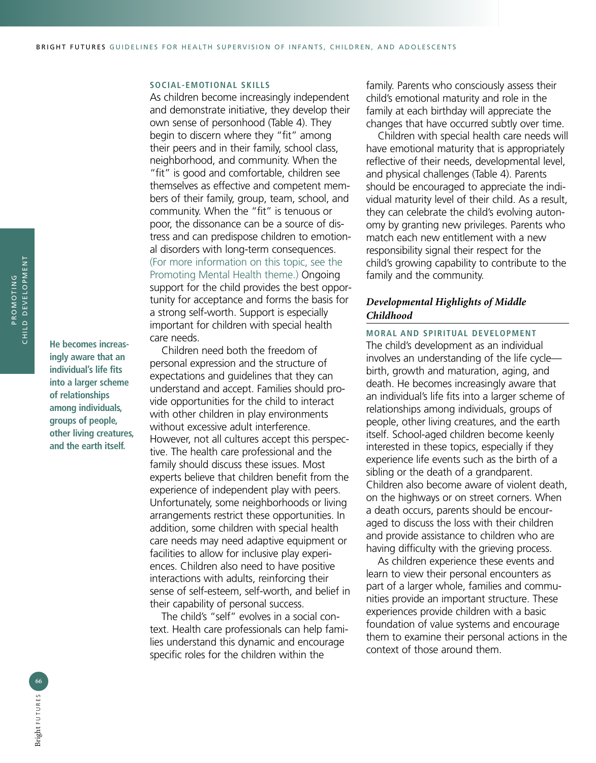### SOCIAL-EMOTIONAL SKILLS

As children become increasingly independent and demonstrate initiative, they develop their own sense of personhood (Table 4). They begin to discern where they "fit" among their peers and in their family, school class, neighborhood, and community. When the "fit" is good and comfortable, children see themselves as effective and competent members of their family, group, team, school, and community. When the "fit" is tenuous or poor, the dissonance can be a source of distress and can predispose children to emotional disorders with long-term consequences. (For more information on this topic, see the Promoting Mental Health theme.) Ongoing support for the child provides the best opportunity for acceptance and forms the basis for a strong self-worth. Support is especially important for children with special health care needs.

Children need both the freedom of personal expression and the structure of expectations and guidelines that they can understand and accept. Families should provide opportunities for the child to interact with other children in play environments without excessive adult interference. However, not all cultures accept this perspective. The health care professional and the family should discuss these issues. Most experts believe that children benefit from the experience of independent play with peers. Unfortunately, some neighborhoods or living arrangements restrict these opportunities. In addition, some children with special health care needs may need adaptive equipment or facilities to allow for inclusive play experiences. Children also need to have positive interactions with adults, reinforcing their sense of self-esteem, self-worth, and belief in their capability of personal success.

The child's "self" evolves in a social context. Health care professionals can help families understand this dynamic and encourage specific roles for the children within the family. Parents who consciously assess their child's emotional maturity and role in the family at each birthday will appreciate the changes that have occurred subtly over time.

Children with special health care needs will have emotional maturity that is appropriately reflective of their needs, developmental level, and physical challenges (Table 4). Parents should be encouraged to appreciate the individual maturity level of their child. As a result, they can celebrate the child's evolving autonomy by granting new privileges. Parents who match each new entitlement with a new responsibility signal their respect for the child's growing capability to contribute to the family and the community.

## *Developmental Highlights of Middle Childhood*

### MORAL AND SPIRITUAL DEVELOPMENT

The child's development as an individual involves an understanding of the life cycle—birth, growth and maturation, aging, and death. He becomes increasingly aware that an individual's life fits into a larger scheme of relationships among individuals, groups of people, other living creatures, and the earth itself. School-aged children become keenly interested in these topics, especially if they experience life events such as the birth of a sibling or the death of a grandparent. Children also become aware of violent death, on the highways or on street corners. When a death occurs, parents should be encouraged to discuss the loss with their children and provide assistance to children who are having difficulty with the grieving process.

**He becomes increasingly aware that an individual's life fits into a larger scheme of relationships among individuals, groups of people, other living creatures, and the earth itself.**

As children experience these events and learn to view their personal encounters as part of a larger whole, families and communities provide an important structure. These experiences provide children with a basic foundation of value systems and encourage them to examine their personal actions in the context of those around them.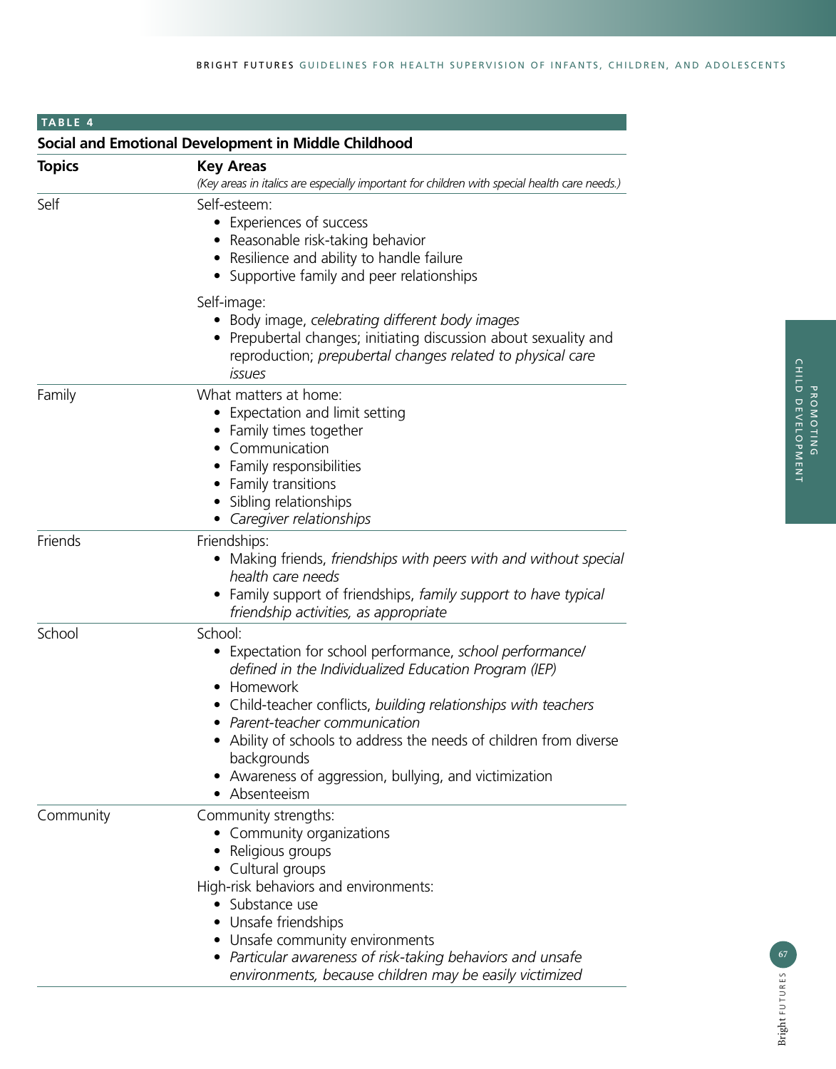**TABLE 4**

**Social and Emotional Development in Middle Childhood**

| Topics | Key Areas<br>*(Key areas in italics are especially important for children with special health care needs.)* |
|---|---|
| Self | Self-esteem:<br>• Experiences of success<br>• Reasonable risk-taking behavior<br>• Resilience and ability to handle failure<br>• Supportive family and peer relationships<br><br>Self-image:<br>• Body image, *celebrating different body images*<br>• Prepubertal changes; initiating discussion about sexuality and reproduction; *prepubertal changes related to physical care issues* |
| Family | What matters at home:<br>• Expectation and limit setting<br>• Family times together<br>• Communication<br>• Family responsibilities<br>• Family transitions<br>• Sibling relationships<br>• *Caregiver relationships* |
| Friends | Friendships:<br>• Making friends, *friendships with peers with and without special health care needs*<br>• Family support of friendships, *family support to have typical friendship activities, as appropriate* |
| School | School:<br>• Expectation for school performance, *school performance/ defined in the Individualized Education Program (IEP)*<br>• Homework<br>• Child-teacher conflicts, *building relationships with teachers*<br>• *Parent-teacher communication*<br>• Ability of schools to address the needs of children from diverse backgrounds<br>• Awareness of aggression, bullying, and victimization<br>• Absenteeism |
| Community | Community strengths:<br>• Community organizations<br>• Religious groups<br>• Cultural groups<br>High-risk behaviors and environments:<br>• Substance use<br>• Unsafe friendships<br>• Unsafe community environments<br>• *Particular awareness of risk-taking behaviors and unsafe environments, because children may be easily victimized* |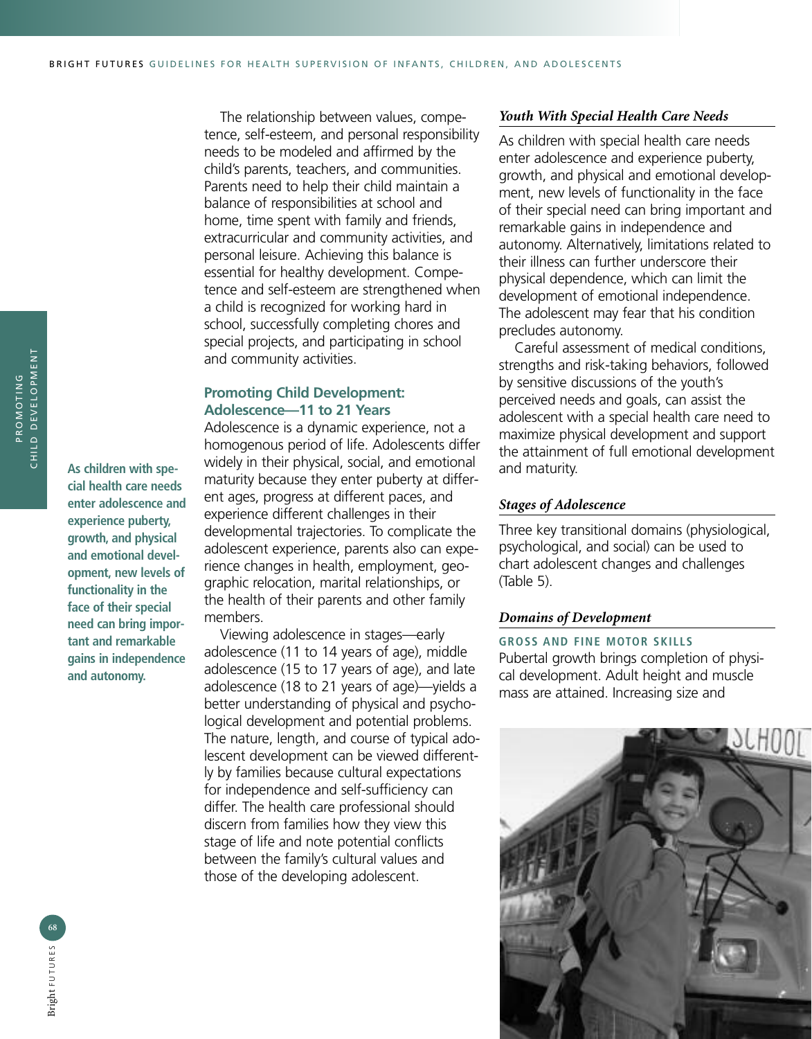The relationship between values, competence, self-esteem, and personal responsibility needs to be modeled and affirmed by the child's parents, teachers, and communities. Parents need to help their child maintain a balance of responsibilities at school and home, time spent with family and friends, extracurricular and community activities, and personal leisure. Achieving this balance is essential for healthy development. Competence and self-esteem are strengthened when a child is recognized for working hard in school, successfully completing chores and special projects, and participating in school and community activities.

**As children with special health care needs enter adolescence and experience puberty, growth, and physical and emotional development, new levels of functionality in the face of their special need can bring important and remarkable gains in independence and autonomy.**

## Promoting Child Development: Adolescence—11 to 21 Years

Adolescence is a dynamic experience, not a homogenous period of life. Adolescents differ widely in their physical, social, and emotional maturity because they enter puberty at different ages, progress at different paces, and experience different challenges in their developmental trajectories. To complicate the adolescent experience, parents also can experience changes in health, employment, geographic relocation, marital relationships, or the health of their parents and other family members.

Viewing adolescence in stages—early adolescence (11 to 14 years of age), middle adolescence (15 to 17 years of age), and late adolescence (18 to 21 years of age)—yields a better understanding of physical and psychological development and potential problems. The nature, length, and course of typical adolescent development can be viewed differently by families because cultural expectations for independence and self-sufficiency can differ. The health care professional should discern from families how they view this stage of life and note potential conflicts between the family's cultural values and those of the developing adolescent.

### *Youth With Special Health Care Needs*

As children with special health care needs enter adolescence and experience puberty, growth, and physical and emotional development, new levels of functionality in the face of their special need can bring important and remarkable gains in independence and autonomy. Alternatively, limitations related to their illness can further underscore their physical dependence, which can limit the development of emotional independence. The adolescent may fear that his condition precludes autonomy.

Careful assessment of medical conditions, strengths and risk-taking behaviors, followed by sensitive discussions of the youth's perceived needs and goals, can assist the adolescent with a special health care need to maximize physical development and support the attainment of full emotional development and maturity.

### *Stages of Adolescence*

Three key transitional domains (physiological, psychological, and social) can be used to chart adolescent changes and challenges (Table 5).

### *Domains of Development*

#### GROSS AND FINE MOTOR SKILLS

Pubertal growth brings completion of physical development. Adult height and muscle mass are attained. Increasing size and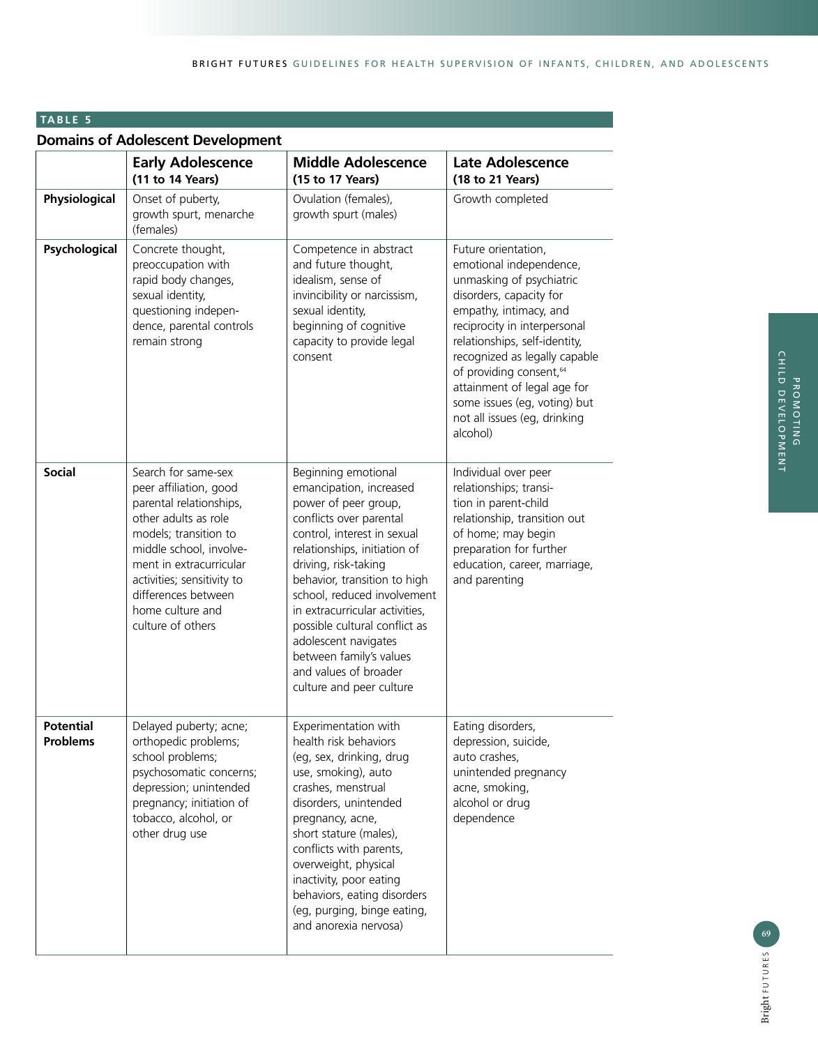**TABLE 5**

**Domains of Adolescent Development**

| | Early Adolescence (11 to 14 Years) | Middle Adolescence (15 to 17 Years) | Late Adolescence (18 to 21 Years) |
|---|---|---|---|
| **Physiological** | Onset of puberty, growth spurt, menarche (females) | Ovulation (females), growth spurt (males) | Growth completed |
| **Psychological** | Concrete thought, preoccupation with rapid body changes, sexual identity, questioning independence, parental controls remain strong | Competence in abstract and future thought, idealism, sense of invincibility or narcissism, sexual identity, beginning of cognitive capacity to provide legal consent | Future orientation, emotional independence, unmasking of psychiatric disorders, capacity for empathy, intimacy, and reciprocity in interpersonal relationships, self-identity, recognized as legally capable of providing consent,[64] attainment of legal age for some issues (eg, voting) but not all issues (eg, drinking alcohol) |
| **Social** | Search for same-sex peer affiliation, good parental relationships, other adults as role models; transition to middle school, involvement in extracurricular activities; sensitivity to differences between home culture and culture of others | Beginning emotional emancipation, increased power of peer group, conflicts over parental control, interest in sexual relationships, initiation of driving, risk-taking behavior, transition to high school, reduced involvement in extracurricular activities, possible cultural conflict as adolescent navigates between family's values and values of broader culture and peer culture | Individual over peer relationships; transition in parent-child relationship, transition out of home; may begin preparation for further education, career, marriage, and parenting |
| **Potential Problems** | Delayed puberty; acne; orthopedic problems; school problems; psychosomatic concerns; depression; unintended pregnancy; initiation of tobacco, alcohol, or other drug use | Experimentation with health risk behaviors (eg, sex, drinking, drug use, smoking), auto crashes, menstrual disorders, unintended pregnancy, acne, short stature (males), conflicts with parents, overweight, physical inactivity, poor eating behaviors, eating disorders (eg, purging, binge eating, and anorexia nervosa) | Eating disorders, depression, suicide, auto crashes, unintended pregnancy acne, smoking, alcohol or drug dependence |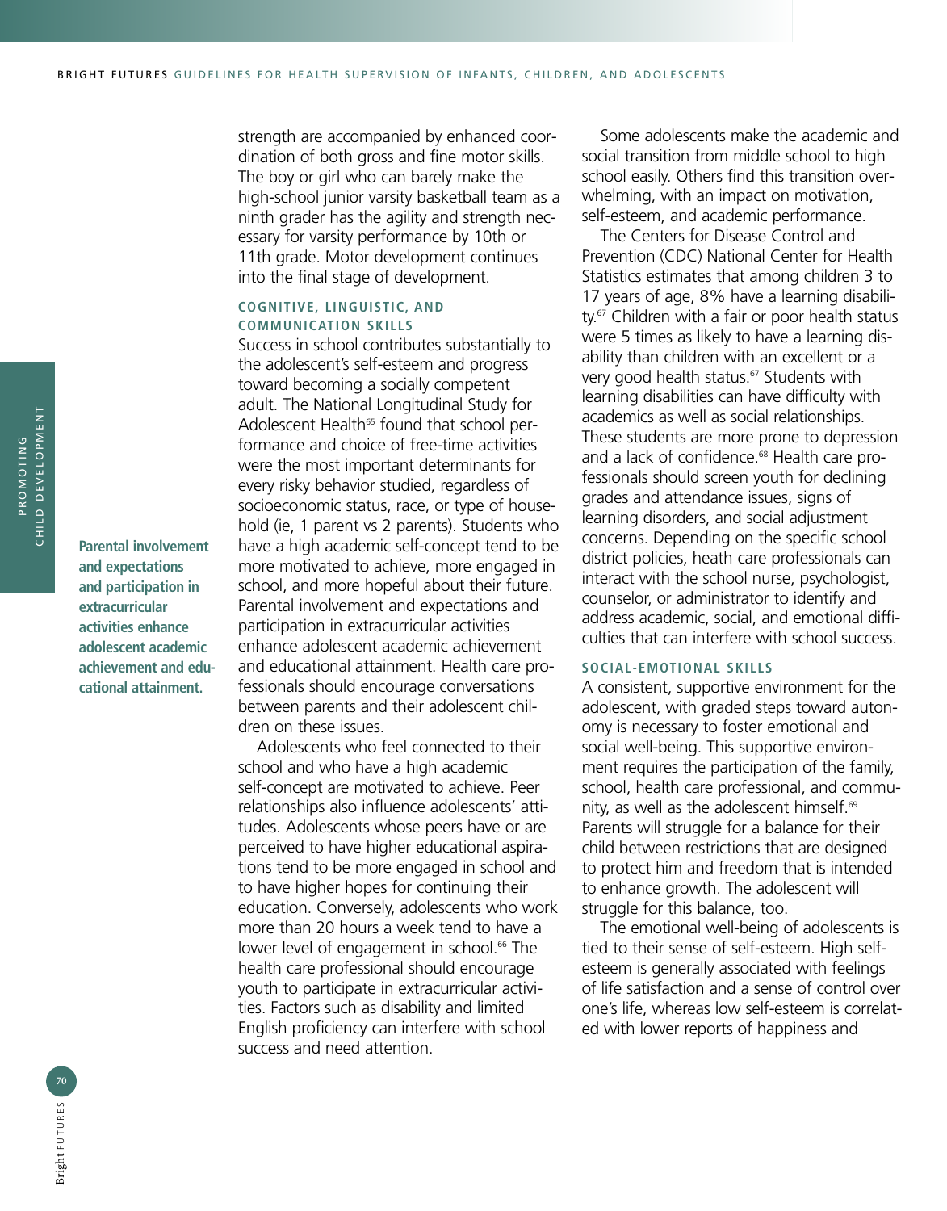strength are accompanied by enhanced coordination of both gross and fine motor skills. The boy or girl who can barely make the high-school junior varsity basketball team as a ninth grader has the agility and strength necessary for varsity performance by 10th or 11th grade. Motor development continues into the final stage of development.

### COGNITIVE, LINGUISTIC, AND COMMUNICATION SKILLS

Success in school contributes substantially to the adolescent's self-esteem and progress toward becoming a socially competent adult. The National Longitudinal Study for Adolescent Health[65] found that school performance and choice of free-time activities were the most important determinants for every risky behavior studied, regardless of socioeconomic status, race, or type of household (ie, 1 parent vs 2 parents). Students who have a high academic self-concept tend to be more motivated to achieve, more engaged in school, and more hopeful about their future. Parental involvement and expectations and participation in extracurricular activities enhance adolescent academic achievement and educational attainment. Health care professionals should encourage conversations between parents and their adolescent children on these issues.

**Parental involvement and expectations and participation in extracurricular activities enhance adolescent academic achievement and educational attainment.**

Adolescents who feel connected to their school and who have a high academic self-concept are motivated to achieve. Peer relationships also influence adolescents' attitudes. Adolescents whose peers have or are perceived to have higher educational aspirations tend to be more engaged in school and to have higher hopes for continuing their education. Conversely, adolescents who work more than 20 hours a week tend to have a lower level of engagement in school.[66] The health care professional should encourage youth to participate in extracurricular activities. Factors such as disability and limited English proficiency can interfere with school success and need attention.

Some adolescents make the academic and social transition from middle school to high school easily. Others find this transition overwhelming, with an impact on motivation, self-esteem, and academic performance.

The Centers for Disease Control and Prevention (CDC) National Center for Health Statistics estimates that among children 3 to 17 years of age, 8% have a learning disability.[67] Children with a fair or poor health status were 5 times as likely to have a learning disability than children with an excellent or a very good health status.[67] Students with learning disabilities can have difficulty with academics as well as social relationships. These students are more prone to depression and a lack of confidence.[68] Health care professionals should screen youth for declining grades and attendance issues, signs of learning disorders, and social adjustment concerns. Depending on the specific school district policies, heath care professionals can interact with the school nurse, psychologist, counselor, or administrator to identify and address academic, social, and emotional difficulties that can interfere with school success.

### SOCIAL-EMOTIONAL SKILLS

A consistent, supportive environment for the adolescent, with graded steps toward autonomy is necessary to foster emotional and social well-being. This supportive environment requires the participation of the family, school, health care professional, and community, as well as the adolescent himself.[69] Parents will struggle for a balance for their child between restrictions that are designed to protect him and freedom that is intended to enhance growth. The adolescent will struggle for this balance, too.

The emotional well-being of adolescents is tied to their sense of self-esteem. High self-esteem is generally associated with feelings of life satisfaction and a sense of control over one's life, whereas low self-esteem is correlated with lower reports of happiness and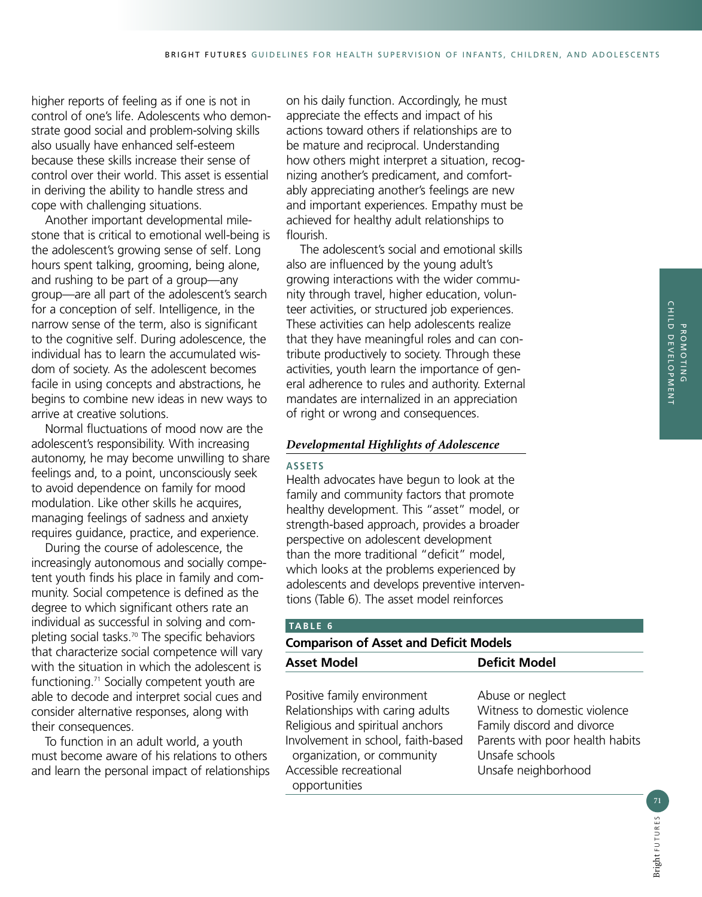higher reports of feeling as if one is not in control of one's life. Adolescents who demonstrate good social and problem-solving skills also usually have enhanced self-esteem because these skills increase their sense of control over their world. This asset is essential in deriving the ability to handle stress and cope with challenging situations.

Another important developmental milestone that is critical to emotional well-being is the adolescent's growing sense of self. Long hours spent talking, grooming, being alone, and rushing to be part of a group—any group—are all part of the adolescent's search for a conception of self. Intelligence, in the narrow sense of the term, also is significant to the cognitive self. During adolescence, the individual has to learn the accumulated wisdom of society. As the adolescent becomes facile in using concepts and abstractions, he begins to combine new ideas in new ways to arrive at creative solutions.

Normal fluctuations of mood now are the adolescent's responsibility. With increasing autonomy, he may become unwilling to share feelings and, to a point, unconsciously seek to avoid dependence on family for mood modulation. Like other skills he acquires, managing feelings of sadness and anxiety requires guidance, practice, and experience.

During the course of adolescence, the increasingly autonomous and socially competent youth finds his place in family and community. Social competence is defined as the degree to which significant others rate an individual as successful in solving and completing social tasks.[70] The specific behaviors that characterize social competence will vary with the situation in which the adolescent is functioning.[71] Socially competent youth are able to decode and interpret social cues and consider alternative responses, along with their consequences.

To function in an adult world, a youth must become aware of his relations to others and learn the personal impact of relationships on his daily function. Accordingly, he must appreciate the effects and impact of his actions toward others if relationships are to be mature and reciprocal. Understanding how others might interpret a situation, recognizing another's predicament, and comfortably appreciating another's feelings are new and important experiences. Empathy must be achieved for healthy adult relationships to flourish.

The adolescent's social and emotional skills also are influenced by the young adult's growing interactions with the wider community through travel, higher education, volunteer activities, or structured job experiences. These activities can help adolescents realize that they have meaningful roles and can contribute productively to society. Through these activities, youth learn the importance of general adherence to rules and authority. External mandates are internalized in an appreciation of right or wrong and consequences.

### *Developmental Highlights of Adolescence*

#### ASSETS

Health advocates have begun to look at the family and community factors that promote healthy development. This "asset" model, or strength-based approach, provides a broader perspective on adolescent development than the more traditional "deficit" model, which looks at the problems experienced by adolescents and develops preventive interventions (Table 6). The asset model reinforces

**TABLE 6**

**Comparison of Asset and Deficit Models**

| Asset Model | Deficit Model |
|---|---|
| Positive family environment | Abuse or neglect |
| Relationships with caring adults | Witness to domestic violence |
| Religious and spiritual anchors | Family discord and divorce |
| Involvement in school, faith-based organization, or community | Parents with poor health habits |
| Accessible recreational opportunities | Unsafe schools |
| | Unsafe neighborhood |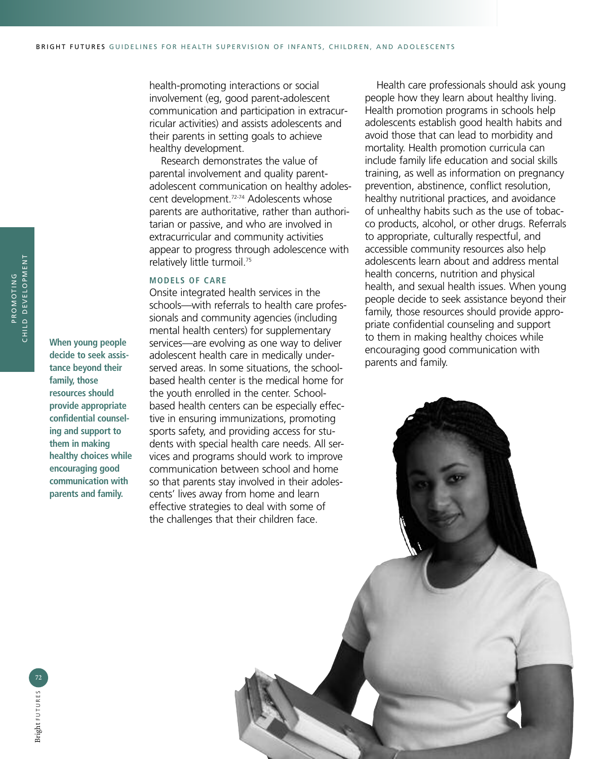health-promoting interactions or social involvement (eg, good parent-adolescent communication and participation in extracurricular activities) and assists adolescents and their parents in setting goals to achieve healthy development.

Research demonstrates the value of parental involvement and quality parent-adolescent communication on healthy adolescent development.[72-74] Adolescents whose parents are authoritative, rather than authoritarian or passive, and who are involved in extracurricular and community activities appear to progress through adolescence with relatively little turmoil.[75]

**When young people decide to seek assistance beyond their family, those resources should provide appropriate confidential counseling and support to them in making healthy choices while encouraging good communication with parents and family.**

### MODELS OF CARE

Onsite integrated health services in the schools—with referrals to health care professionals and community agencies (including mental health centers) for supplementary services—are evolving as one way to deliver adolescent health care in medically underserved areas. In some situations, the school-based health center is the medical home for the youth enrolled in the center. School-based health centers can be especially effective in ensuring immunizations, promoting sports safety, and providing access for students with special health care needs. All services and programs should work to improve communication between school and home so that parents stay involved in their adolescents' lives away from home and learn effective strategies to deal with some of the challenges that their children face.

Health care professionals should ask young people how they learn about healthy living. Health promotion programs in schools help adolescents establish good health habits and avoid those that can lead to morbidity and mortality. Health promotion curricula can include family life education and social skills training, as well as information on pregnancy prevention, abstinence, conflict resolution, healthy nutritional practices, and avoidance of unhealthy habits such as the use of tobacco products, alcohol, or other drugs. Referrals to appropriate, culturally respectful, and accessible community resources also help adolescents learn about and address mental health concerns, nutrition and physical health, and sexual health issues. When young people decide to seek assistance beyond their family, those resources should provide appropriate confidential counseling and support to them in making healthy choices while encouraging good communication with parents and family.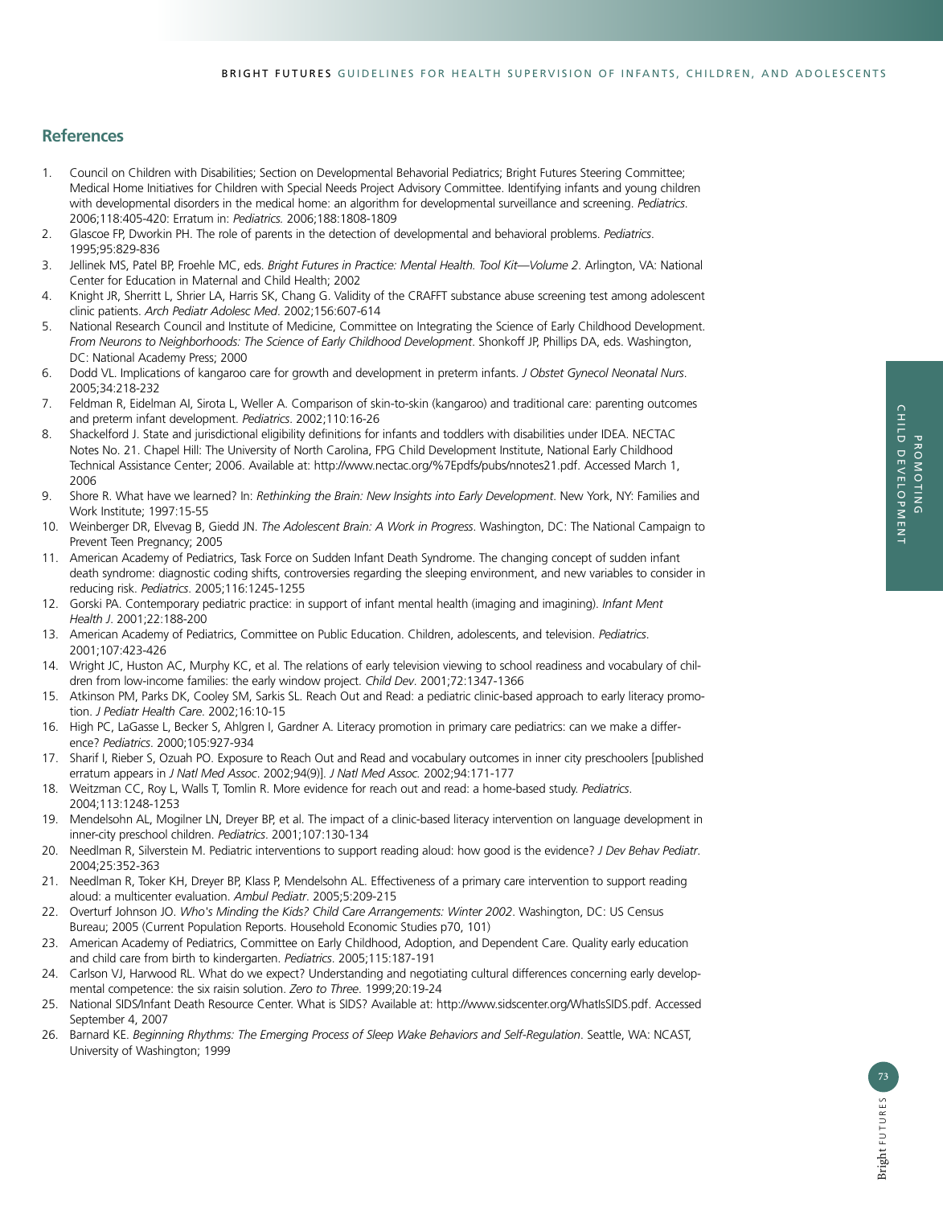## References

1. Council on Children with Disabilities; Section on Developmental Behavorial Pediatrics; Bright Futures Steering Committee; Medical Home Initiatives for Children with Special Needs Project Advisory Committee. Identifying infants and young children with developmental disorders in the medical home: an algorithm for developmental surveillance and screening. *Pediatrics*. 2006;118:405-420: Erratum in: *Pediatrics.* 2006;188:1808-1809
2. Glascoe FP, Dworkin PH. The role of parents in the detection of developmental and behavioral problems. *Pediatrics*. 1995;95:829-836
3. Jellinek MS, Patel BP, Froehle MC, eds. *Bright Futures in Practice: Mental Health. Tool Kit—Volume 2*. Arlington, VA: National Center for Education in Maternal and Child Health; 2002
4. Knight JR, Sherritt L, Shrier LA, Harris SK, Chang G. Validity of the CRAFFT substance abuse screening test among adolescent clinic patients. *Arch Pediatr Adolesc Med*. 2002;156:607-614
5. National Research Council and Institute of Medicine, Committee on Integrating the Science of Early Childhood Development. *From Neurons to Neighborhoods: The Science of Early Childhood Development*. Shonkoff JP, Phillips DA, eds. Washington, DC: National Academy Press; 2000
6. Dodd VL. Implications of kangaroo care for growth and development in preterm infants. *J Obstet Gynecol Neonatal Nurs*. 2005;34:218-232
7. Feldman R, Eidelman AI, Sirota L, Weller A. Comparison of skin-to-skin (kangaroo) and traditional care: parenting outcomes and preterm infant development. *Pediatrics*. 2002;110:16-26
8. Shackelford J. State and jurisdictional eligibility definitions for infants and toddlers with disabilities under IDEA. NECTAC Notes No. 21. Chapel Hill: The University of North Carolina, FPG Child Development Institute, National Early Childhood Technical Assistance Center; 2006. Available at: http://www.nectac.org/%7Epdfs/pubs/nnotes21.pdf. Accessed March 1, 2006
9. Shore R. What have we learned? In: *Rethinking the Brain: New Insights into Early Development*. New York, NY: Families and Work Institute; 1997:15-55
10. Weinberger DR, Elvevag B, Giedd JN. *The Adolescent Brain: A Work in Progress*. Washington, DC: The National Campaign to Prevent Teen Pregnancy; 2005
11. American Academy of Pediatrics, Task Force on Sudden Infant Death Syndrome. The changing concept of sudden infant death syndrome: diagnostic coding shifts, controversies regarding the sleeping environment, and new variables to consider in reducing risk. *Pediatrics*. 2005;116:1245-1255
12. Gorski PA. Contemporary pediatric practice: in support of infant mental health (imaging and imagining). *Infant Ment Health J*. 2001;22:188-200
13. American Academy of Pediatrics, Committee on Public Education. Children, adolescents, and television. *Pediatrics*. 2001;107:423-426
14. Wright JC, Huston AC, Murphy KC, et al. The relations of early television viewing to school readiness and vocabulary of children from low-income families: the early window project. *Child Dev*. 2001;72:1347-1366
15. Atkinson PM, Parks DK, Cooley SM, Sarkis SL. Reach Out and Read: a pediatric clinic-based approach to early literacy promotion. *J Pediatr Health Care*. 2002;16:10-15
16. High PC, LaGasse L, Becker S, Ahlgren I, Gardner A. Literacy promotion in primary care pediatrics: can we make a difference? *Pediatrics*. 2000;105:927-934
17. Sharif I, Rieber S, Ozuah PO. Exposure to Reach Out and Read and vocabulary outcomes in inner city preschoolers [published erratum appears in *J Natl Med Assoc*. 2002;94(9)]. *J Natl Med Assoc.* 2002;94:171-177
18. Weitzman CC, Roy L, Walls T, Tomlin R. More evidence for reach out and read: a home-based study. *Pediatrics*. 2004;113:1248-1253
19. Mendelsohn AL, Mogilner LN, Dreyer BP, et al. The impact of a clinic-based literacy intervention on language development in inner-city preschool children. *Pediatrics*. 2001;107:130-134
20. Needlman R, Silverstein M. Pediatric interventions to support reading aloud: how good is the evidence? *J Dev Behav Pediatr*. 2004;25:352-363
21. Needlman R, Toker KH, Dreyer BP, Klass P, Mendelsohn AL. Effectiveness of a primary care intervention to support reading aloud: a multicenter evaluation. *Ambul Pediatr*. 2005;5:209-215
22. Overturf Johnson JO. *Who's Minding the Kids? Child Care Arrangements: Winter 2002*. Washington, DC: US Census Bureau; 2005 (Current Population Reports. Household Economic Studies p70, 101)
23. American Academy of Pediatrics, Committee on Early Childhood, Adoption, and Dependent Care. Quality early education and child care from birth to kindergarten. *Pediatrics*. 2005;115:187-191
24. Carlson VJ, Harwood RL. What do we expect? Understanding and negotiating cultural differences concerning early developmental competence: the six raisin solution. *Zero to Three*. 1999;20:19-24
25. National SIDS/Infant Death Resource Center. What is SIDS? Available at: http://www.sidscenter.org/WhatIsSIDS.pdf. Accessed September 4, 2007
26. Barnard KE. *Beginning Rhythms: The Emerging Process of Sleep Wake Behaviors and Self-Regulation*. Seattle, WA: NCAST, University of Washington; 1999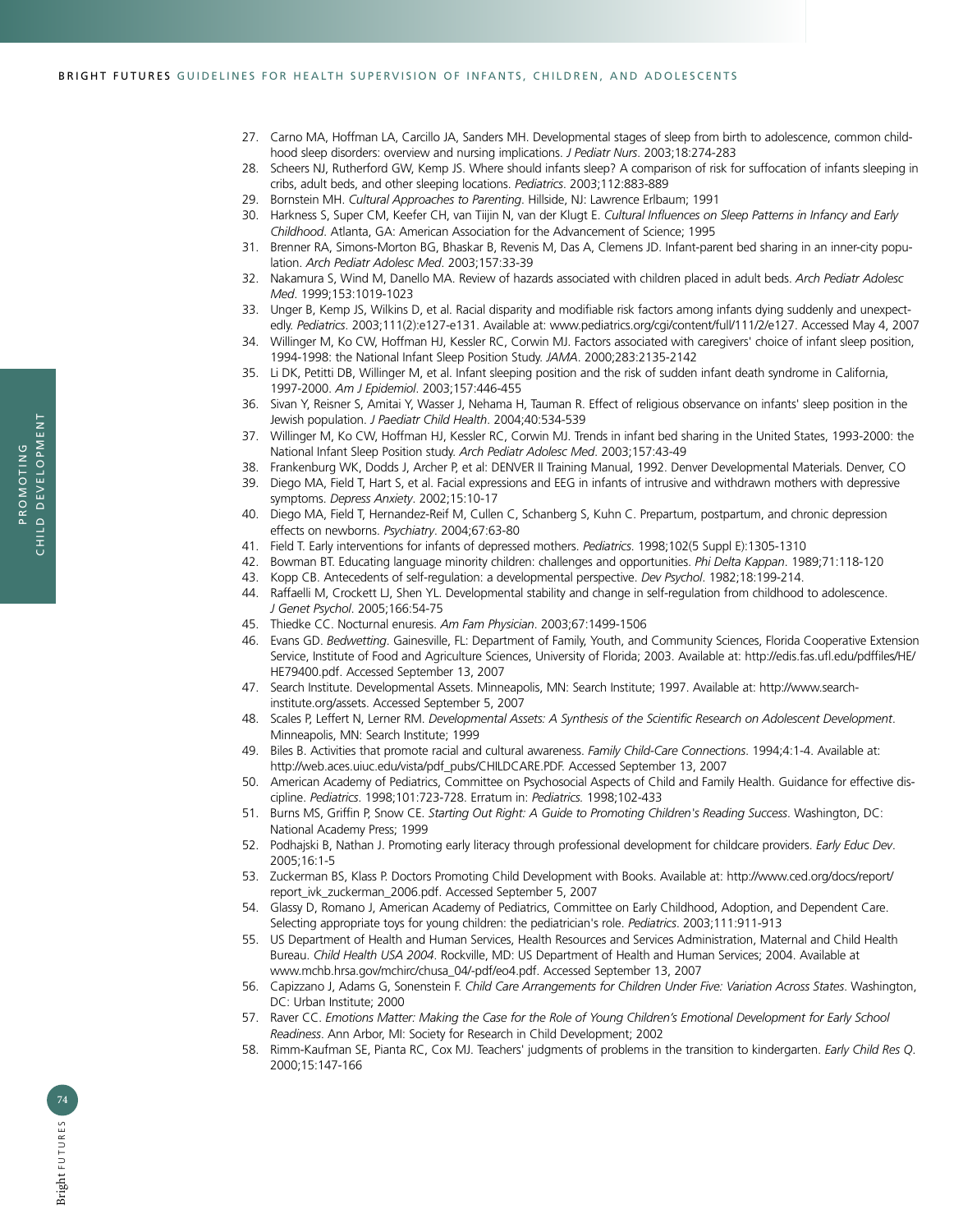27. Carno MA, Hoffman LA, Carcillo JA, Sanders MH. Developmental stages of sleep from birth to adolescence, common childhood sleep disorders: overview and nursing implications. *J Pediatr Nurs*. 2003;18:274-283
28. Scheers NJ, Rutherford GW, Kemp JS. Where should infants sleep? A comparison of risk for suffocation of infants sleeping in cribs, adult beds, and other sleeping locations. *Pediatrics*. 2003;112:883-889
29. Bornstein MH. *Cultural Approaches to Parenting*. Hillside, NJ: Lawrence Erlbaum; 1991
30. Harkness S, Super CM, Keefer CH, van Tiijin N, van der Klugt E. *Cultural Influences on Sleep Patterns in Infancy and Early Childhood*. Atlanta, GA: American Association for the Advancement of Science; 1995
31. Brenner RA, Simons-Morton BG, Bhaskar B, Revenis M, Das A, Clemens JD. Infant-parent bed sharing in an inner-city population. *Arch Pediatr Adolesc Med*. 2003;157:33-39
32. Nakamura S, Wind M, Danello MA. Review of hazards associated with children placed in adult beds. *Arch Pediatr Adolesc Med*. 1999;153:1019-1023
33. Unger B, Kemp JS, Wilkins D, et al. Racial disparity and modifiable risk factors among infants dying suddenly and unexpectedly. *Pediatrics*. 2003;111(2):e127-e131. Available at: www.pediatrics.org/cgi/content/full/111/2/e127. Accessed May 4, 2007
34. Willinger M, Ko CW, Hoffman HJ, Kessler RC, Corwin MJ. Factors associated with caregivers' choice of infant sleep position, 1994-1998: the National Infant Sleep Position Study. *JAMA*. 2000;283:2135-2142
35. Li DK, Petitti DB, Willinger M, et al. Infant sleeping position and the risk of sudden infant death syndrome in California, 1997-2000. *Am J Epidemiol*. 2003;157:446-455
36. Sivan Y, Reisner S, Amitai Y, Wasser J, Nehama H, Tauman R. Effect of religious observance on infants' sleep position in the Jewish population. *J Paediatr Child Health*. 2004;40:534-539
37. Willinger M, Ko CW, Hoffman HJ, Kessler RC, Corwin MJ. Trends in infant bed sharing in the United States, 1993-2000: the National Infant Sleep Position study. *Arch Pediatr Adolesc Med*. 2003;157:43-49
38. Frankenburg WK, Dodds J, Archer P, et al: DENVER II Training Manual, 1992. Denver Developmental Materials. Denver, CO
39. Diego MA, Field T, Hart S, et al. Facial expressions and EEG in infants of intrusive and withdrawn mothers with depressive symptoms. *Depress Anxiety*. 2002;15:10-17
40. Diego MA, Field T, Hernandez-Reif M, Cullen C, Schanberg S, Kuhn C. Prepartum, postpartum, and chronic depression effects on newborns. *Psychiatry*. 2004;67:63-80
41. Field T. Early interventions for infants of depressed mothers. *Pediatrics*. 1998;102(5 Suppl E):1305-1310
42. Bowman BT. Educating language minority children: challenges and opportunities. *Phi Delta Kappan*. 1989;71:118-120
43. Kopp CB. Antecedents of self-regulation: a developmental perspective. *Dev Psychol*. 1982;18:199-214.
44. Raffaelli M, Crockett LJ, Shen YL. Developmental stability and change in self-regulation from childhood to adolescence. *J Genet Psychol*. 2005;166:54-75
45. Thiedke CC. Nocturnal enuresis. *Am Fam Physician*. 2003;67:1499-1506
46. Evans GD. *Bedwetting*. Gainesville, FL: Department of Family, Youth, and Community Sciences, Florida Cooperative Extension Service, Institute of Food and Agriculture Sciences, University of Florida; 2003. Available at: http://edis.fas.ufl.edu/pdffiles/HE/HE79400.pdf. Accessed September 13, 2007
47. Search Institute. Developmental Assets. Minneapolis, MN: Search Institute; 1997. Available at: http://www.search-institute.org/assets. Accessed September 5, 2007
48. Scales P, Leffert N, Lerner RM. *Developmental Assets: A Synthesis of the Scientific Research on Adolescent Development*. Minneapolis, MN: Search Institute; 1999
49. Biles B. Activities that promote racial and cultural awareness. *Family Child-Care Connections*. 1994;4:1-4. Available at: http://web.aces.uiuc.edu/vista/pdf_pubs/CHILDCARE.PDF. Accessed September 13, 2007
50. American Academy of Pediatrics, Committee on Psychosocial Aspects of Child and Family Health. Guidance for effective discipline. *Pediatrics*. 1998;101:723-728. Erratum in: *Pediatrics*. 1998;102-433
51. Burns MS, Griffin P, Snow CE. *Starting Out Right: A Guide to Promoting Children's Reading Success*. Washington, DC: National Academy Press; 1999
52. Podhajski B, Nathan J. Promoting early literacy through professional development for childcare providers. *Early Educ Dev*. 2005;16:1-5
53. Zuckerman BS, Klass P. Doctors Promoting Child Development with Books. Available at: http://www.ced.org/docs/report/report_ivk_zuckerman_2006.pdf. Accessed September 5, 2007
54. Glassy D, Romano J, American Academy of Pediatrics, Committee on Early Childhood, Adoption, and Dependent Care. Selecting appropriate toys for young children: the pediatrician's role. *Pediatrics*. 2003;111:911-913
55. US Department of Health and Human Services, Health Resources and Services Administration, Maternal and Child Health Bureau. *Child Health USA 2004*. Rockville, MD: US Department of Health and Human Services; 2004. Available at www.mchb.hrsa.gov/mchirc/chusa_04/-pdf/eo4.pdf. Accessed September 13, 2007
56. Capizzano J, Adams G, Sonenstein F. *Child Care Arrangements for Children Under Five: Variation Across States*. Washington, DC: Urban Institute; 2000
57. Raver CC. *Emotions Matter: Making the Case for the Role of Young Children's Emotional Development for Early School Readiness*. Ann Arbor, MI: Society for Research in Child Development; 2002
58. Rimm-Kaufman SE, Pianta RC, Cox MJ. Teachers' judgments of problems in the transition to kindergarten. *Early Child Res Q*. 2000;15:147-166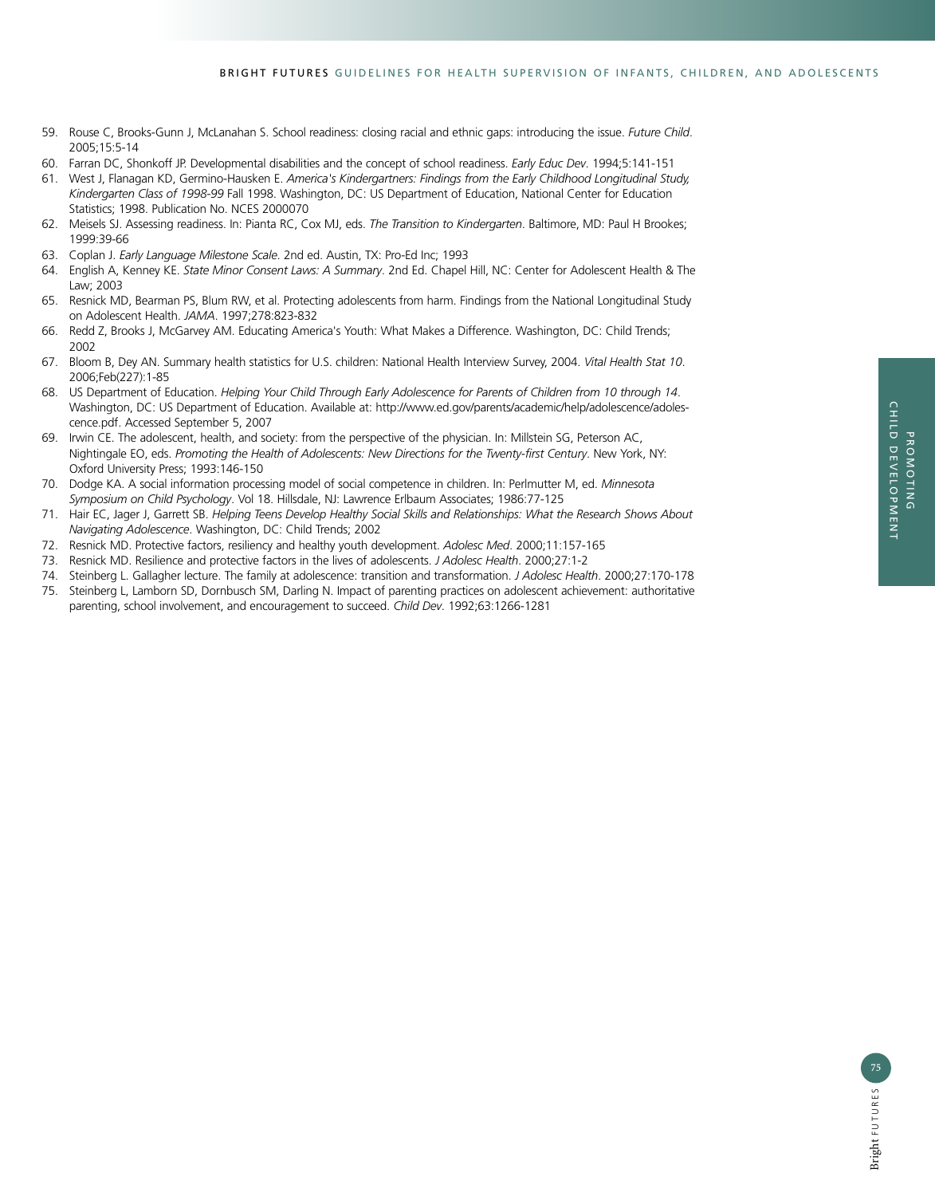59. Rouse C, Brooks-Gunn J, McLanahan S. School readiness: closing racial and ethnic gaps: introducing the issue. *Future Child*. 2005;15:5-14
60. Farran DC, Shonkoff JP. Developmental disabilities and the concept of school readiness. *Early Educ Dev*. 1994;5:141-151
61. West J, Flanagan KD, Germino-Hausken E. *America's Kindergartners: Findings from the Early Childhood Longitudinal Study, Kindergarten Class of 1998-99* Fall 1998. Washington, DC: US Department of Education, National Center for Education Statistics; 1998. Publication No. NCES 2000070
62. Meisels SJ. Assessing readiness. In: Pianta RC, Cox MJ, eds. *The Transition to Kindergarten*. Baltimore, MD: Paul H Brookes; 1999:39-66
63. Coplan J. *Early Language Milestone Scale*. 2nd ed. Austin, TX: Pro-Ed Inc; 1993
64. English A, Kenney KE. *State Minor Consent Laws: A Summary*. 2nd Ed. Chapel Hill, NC: Center for Adolescent Health & The Law; 2003
65. Resnick MD, Bearman PS, Blum RW, et al. Protecting adolescents from harm. Findings from the National Longitudinal Study on Adolescent Health. *JAMA*. 1997;278:823-832
66. Redd Z, Brooks J, McGarvey AM. Educating America's Youth: What Makes a Difference. Washington, DC: Child Trends; 2002
67. Bloom B, Dey AN. Summary health statistics for U.S. children: National Health Interview Survey, 2004. *Vital Health Stat 10*. 2006;Feb(227):1-85
68. US Department of Education. *Helping Your Child Through Early Adolescence for Parents of Children from 10 through 14*. Washington, DC: US Department of Education. Available at: http://www.ed.gov/parents/academic/help/adolescence/adolescence.pdf. Accessed September 5, 2007
69. Irwin CE. The adolescent, health, and society: from the perspective of the physician. In: Millstein SG, Peterson AC, Nightingale EO, eds. *Promoting the Health of Adolescents: New Directions for the Twenty-first Century*. New York, NY: Oxford University Press; 1993:146-150
70. Dodge KA. A social information processing model of social competence in children. In: Perlmutter M, ed. *Minnesota Symposium on Child Psychology*. Vol 18. Hillsdale, NJ: Lawrence Erlbaum Associates; 1986:77-125
71. Hair EC, Jager J, Garrett SB. *Helping Teens Develop Healthy Social Skills and Relationships: What the Research Shows About Navigating Adolescence*. Washington, DC: Child Trends; 2002
72. Resnick MD. Protective factors, resiliency and healthy youth development. *Adolesc Med*. 2000;11:157-165
73. Resnick MD. Resilience and protective factors in the lives of adolescents. *J Adolesc Health*. 2000;27:1-2
74. Steinberg L. Gallagher lecture. The family at adolescence: transition and transformation. *J Adolesc Health*. 2000;27:170-178
75. Steinberg L, Lamborn SD, Dornbusch SM, Darling N. Impact of parenting practices on adolescent achievement: authoritative parenting, school involvement, and encouragement to succeed. *Child Dev*. 1992;63:1266-1281